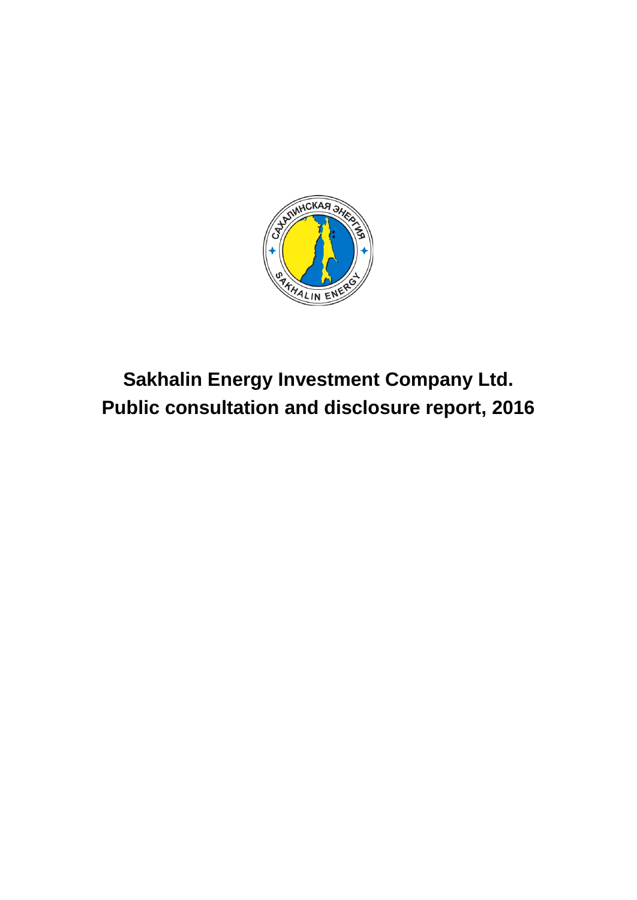# Sakhalin Energy Investment Company Ltd.
# Public consultation and disclosure report, 2016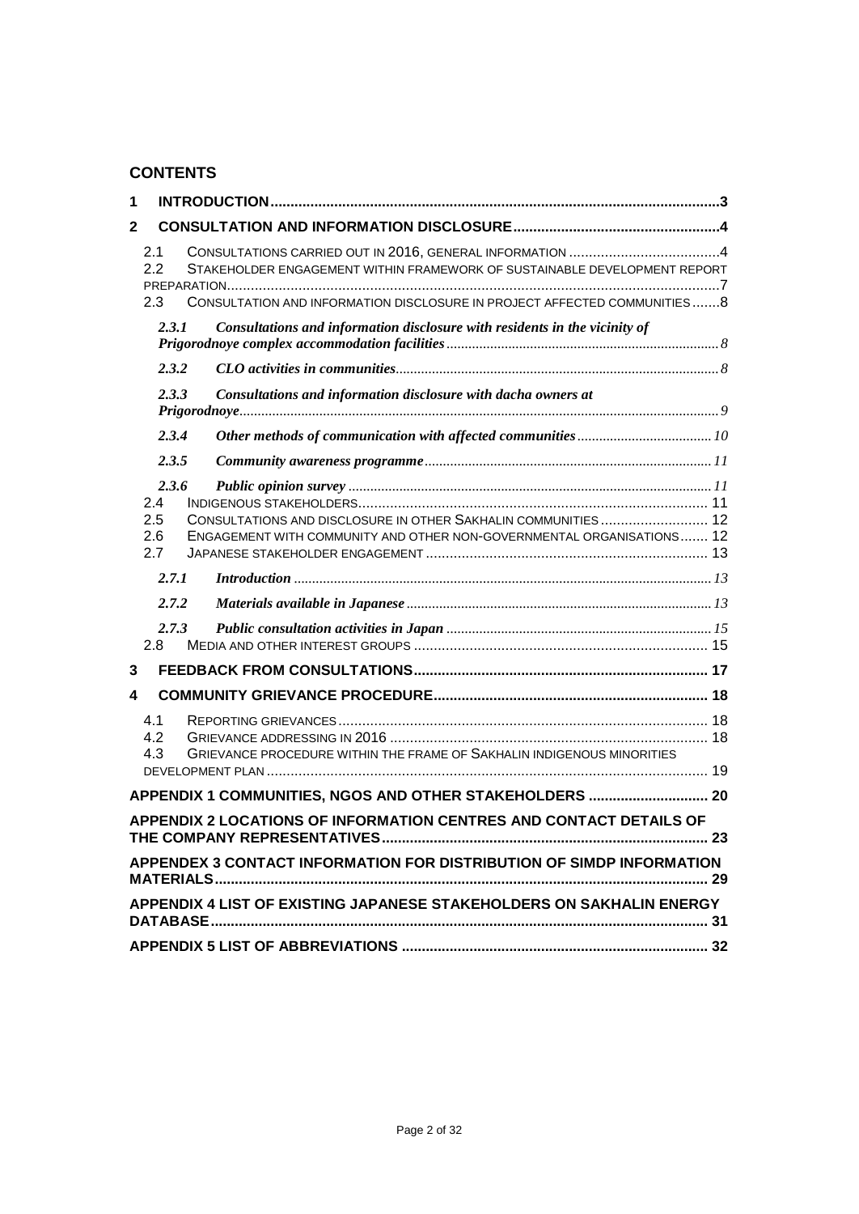## CONTENTS

1 INTRODUCTION ... 3

2 CONSULTATION AND INFORMATION DISCLOSURE ... 4

- 2.1 CONSULTATIONS CARRIED OUT IN 2016, GENERAL INFORMATION ... 4
- 2.2 STAKEHOLDER ENGAGEMENT WITHIN FRAMEWORK OF SUSTAINABLE DEVELOPMENT REPORT PREPARATION ... 7
- 2.3 CONSULTATION AND INFORMATION DISCLOSURE IN PROJECT AFFECTED COMMUNITIES ... 8
  - *2.3.1 Consultations and information disclosure with residents in the vicinity of Prigorodnoye complex accommodation facilities ... 8*
  - *2.3.2 CLO activities in communities ... 8*
  - *2.3.3 Consultations and information disclosure with dacha owners at Prigorodnoye ... 9*
  - *2.3.4 Other methods of communication with affected communities ... 10*
  - *2.3.5 Community awareness programme ... 11*
  - *2.3.6 Public opinion survey ... 11*
- 2.4 INDIGENOUS STAKEHOLDERS ... 11
- 2.5 CONSULTATIONS AND DISCLOSURE IN OTHER SAKHALIN COMMUNITIES ... 12
- 2.6 ENGAGEMENT WITH COMMUNITY AND OTHER NON-GOVERNMENTAL ORGANISATIONS ... 12
- 2.7 JAPANESE STAKEHOLDER ENGAGEMENT ... 13
  - *2.7.1 Introduction ... 13*
  - *2.7.2 Materials available in Japanese ... 13*
  - *2.7.3 Public consultation activities in Japan ... 15*
- 2.8 MEDIA AND OTHER INTEREST GROUPS ... 15

3 FEEDBACK FROM CONSULTATIONS ... 17

4 COMMUNITY GRIEVANCE PROCEDURE ... 18

- 4.1 REPORTING GRIEVANCES ... 18
- 4.2 GRIEVANCE ADDRESSING IN 2016 ... 18
- 4.3 GRIEVANCE PROCEDURE WITHIN THE FRAME OF SAKHALIN INDIGENOUS MINORITIES DEVELOPMENT PLAN ... 19

APPENDIX 1 COMMUNITIES, NGOS AND OTHER STAKEHOLDERS ... 20

APPENDIX 2 LOCATIONS OF INFORMATION CENTRES AND CONTACT DETAILS OF THE COMPANY REPRESENTATIVES ... 23

APPENDEX 3 CONTACT INFORMATION FOR DISTRIBUTION OF SIMDP INFORMATION MATERIALS ... 29

APPENDIX 4 LIST OF EXISTING JAPANESE STAKEHOLDERS ON SAKHALIN ENERGY DATABASE ... 31

APPENDIX 5 LIST OF ABBREVIATIONS ... 32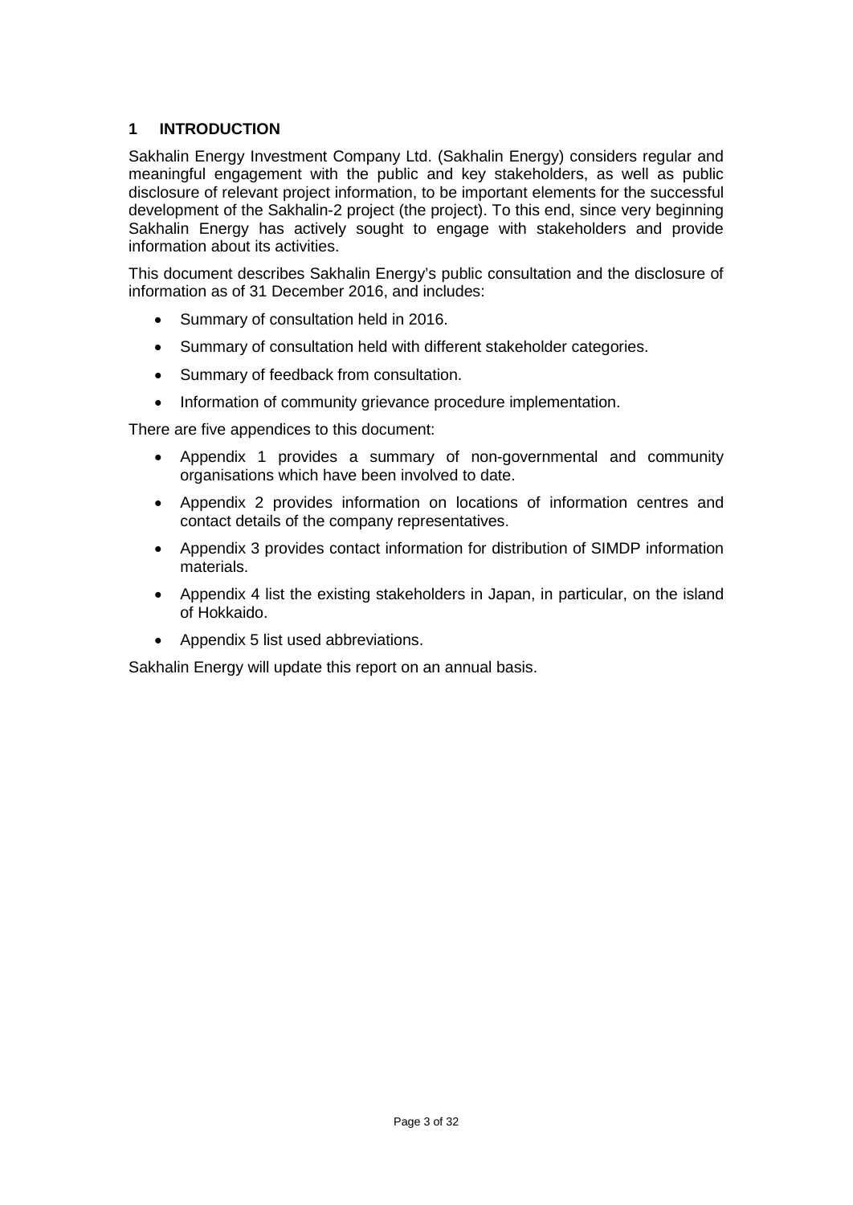# 1 INTRODUCTION

Sakhalin Energy Investment Company Ltd. (Sakhalin Energy) considers regular and meaningful engagement with the public and key stakeholders, as well as public disclosure of relevant project information, to be important elements for the successful development of the Sakhalin-2 project (the project). To this end, since very beginning Sakhalin Energy has actively sought to engage with stakeholders and provide information about its activities.

This document describes Sakhalin Energy's public consultation and the disclosure of information as of 31 December 2016, and includes:

- Summary of consultation held in 2016.
- Summary of consultation held with different stakeholder categories.
- Summary of feedback from consultation.
- Information of community grievance procedure implementation.

There are five appendices to this document:

- Appendix 1 provides a summary of non-governmental and community organisations which have been involved to date.
- Appendix 2 provides information on locations of information centres and contact details of the company representatives.
- Appendix 3 provides contact information for distribution of SIMDP information materials.
- Appendix 4 list the existing stakeholders in Japan, in particular, on the island of Hokkaido.
- Appendix 5 list used abbreviations.

Sakhalin Energy will update this report on an annual basis.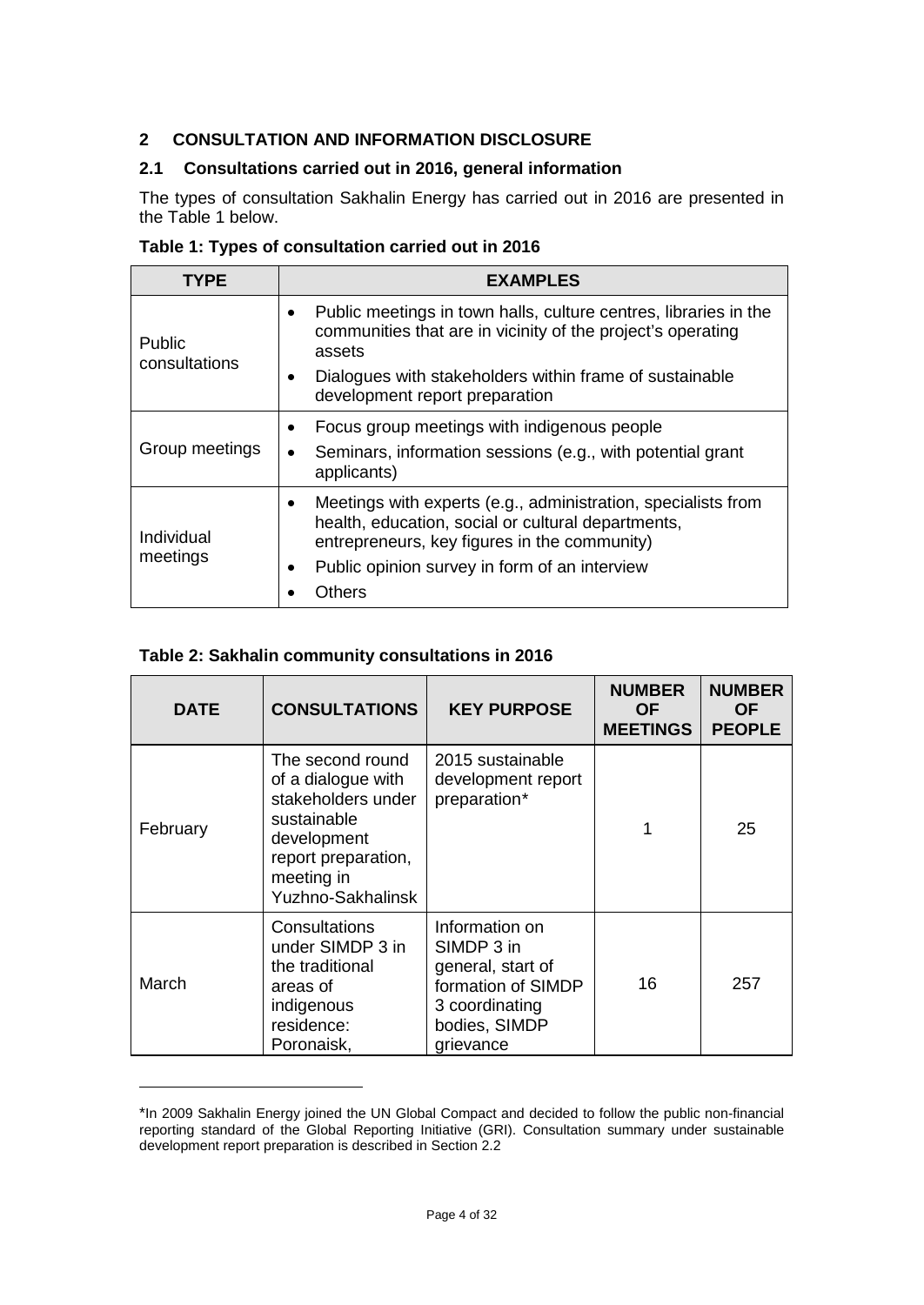## 2 CONSULTATION AND INFORMATION DISCLOSURE

### 2.1 Consultations carried out in 2016, general information

The types of consultation Sakhalin Energy has carried out in 2016 are presented in the Table 1 below.

**Table 1: Types of consultation carried out in 2016**

| TYPE | EXAMPLES |
|---|---|
| Public consultations | • Public meetings in town halls, culture centres, libraries in the communities that are in vicinity of the project's operating assets<br>• Dialogues with stakeholders within frame of sustainable development report preparation |
| Group meetings | • Focus group meetings with indigenous people<br>• Seminars, information sessions (e.g., with potential grant applicants) |
| Individual meetings | • Meetings with experts (e.g., administration, specialists from health, education, social or cultural departments, entrepreneurs, key figures in the community)<br>• Public opinion survey in form of an interview<br>• Others |

**Table 2: Sakhalin community consultations in 2016**

| DATE | CONSULTATIONS | KEY PURPOSE | NUMBER OF MEETINGS | NUMBER OF PEOPLE |
|---|---|---|---|---|
| February | The second round of a dialogue with stakeholders under sustainable development report preparation, meeting in Yuzhno-Sakhalinsk | 2015 sustainable development report preparation* | 1 | 25 |
| March | Consultations under SIMDP 3 in the traditional areas of indigenous residence: Poronaisk, | Information on SIMDP 3 in general, start of formation of SIMDP 3 coordinating bodies, SIMDP grievance | 16 | 257 |

*In 2009 Sakhalin Energy joined the UN Global Compact and decided to follow the public non-financial reporting standard of the Global Reporting Initiative (GRI). Consultation summary under sustainable development report preparation is described in Section 2.2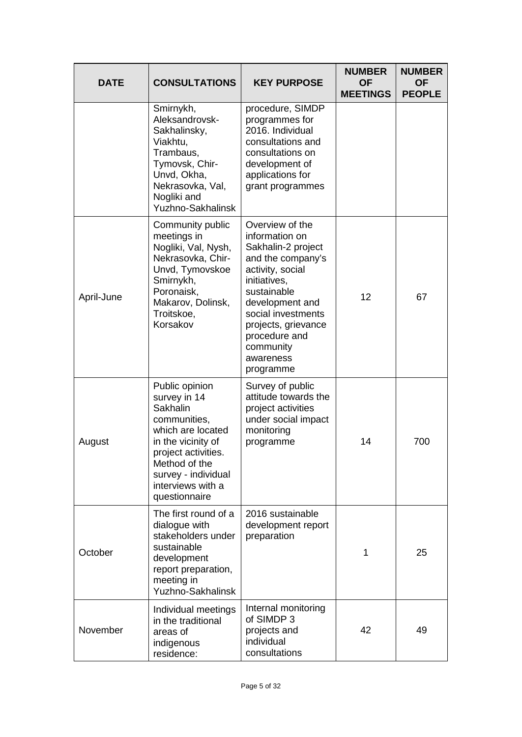| DATE | CONSULTATIONS | KEY PURPOSE | NUMBER OF MEETINGS | NUMBER OF PEOPLE |
|---|---|---|---|---|
| | Smirnykh, Aleksandrovsk-Sakhalinsky, Viakhtu, Trambaus, Tymovsk, Chir-Unvd, Okha, Nekrasovka, Val, Nogliki and Yuzhno-Sakhalinsk | procedure, SIMDP programmes for 2016. Individual consultations and consultations on development of applications for grant programmes | | |
| April-June | Community public meetings in Nogliki, Val, Nysh, Nekrasovka, Chir-Unvd, Tymovskoe Smirnykh, Poronaisk, Makarov, Dolinsk, Troitskoe, Korsakov | Overview of the information on Sakhalin-2 project and the company's activity, social initiatives, sustainable development and social investments projects, grievance procedure and community awareness programme | 12 | 67 |
| August | Public opinion survey in 14 Sakhalin communities, which are located in the vicinity of project activities. Method of the survey - individual interviews with a questionnaire | Survey of public attitude towards the project activities under social impact monitoring programme | 14 | 700 |
| October | The first round of a dialogue with stakeholders under sustainable development report preparation, meeting in Yuzhno-Sakhalinsk | 2016 sustainable development report preparation | 1 | 25 |
| November | Individual meetings in the traditional areas of indigenous residence: | Internal monitoring of SIMDP 3 projects and individual consultations | 42 | 49 |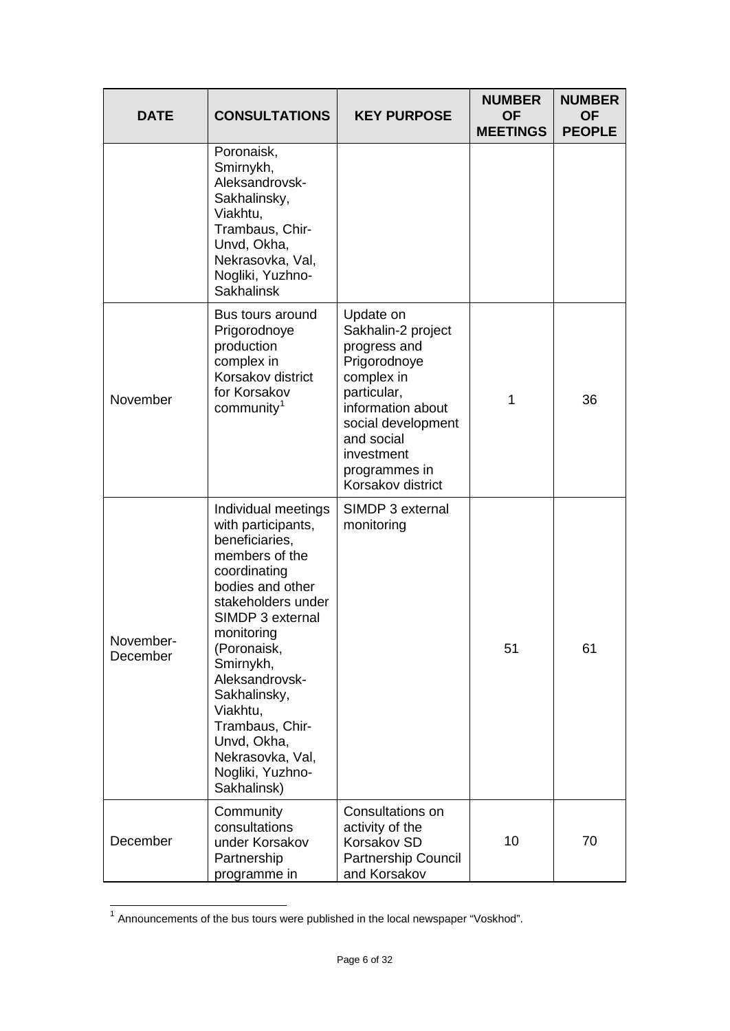| DATE | CONSULTATIONS | KEY PURPOSE | NUMBER OF MEETINGS | NUMBER OF PEOPLE |
|---|---|---|---|---|
| | Poronaisk, Smirnykh, Aleksandrovsk-Sakhalinsky, Viakhtu, Trambaus, Chir-Unvd, Okha, Nekrasovka, Val, Nogliki, Yuzhno-Sakhalinsk | | | |
| November | Bus tours around Prigorodnoye production complex in Korsakov district for Korsakov community[1] | Update on Sakhalin-2 project progress and Prigorodnoye complex in particular, information about social development and social investment programmes in Korsakov district | 1 | 36 |
| November-December | Individual meetings with participants, beneficiaries, members of the coordinating bodies and other stakeholders under SIMDP 3 external monitoring (Poronaisk, Smirnykh, Aleksandrovsk-Sakhalinsky, Viakhtu, Trambaus, Chir-Unvd, Okha, Nekrasovka, Val, Nogliki, Yuzhno-Sakhalinsk) | SIMDP 3 external monitoring | 51 | 61 |
| December | Community consultations under Korsakov Partnership programme in | Consultations on activity of the Korsakov SD Partnership Council and Korsakov | 10 | 70 |

[1] Announcements of the bus tours were published in the local newspaper "Voskhod".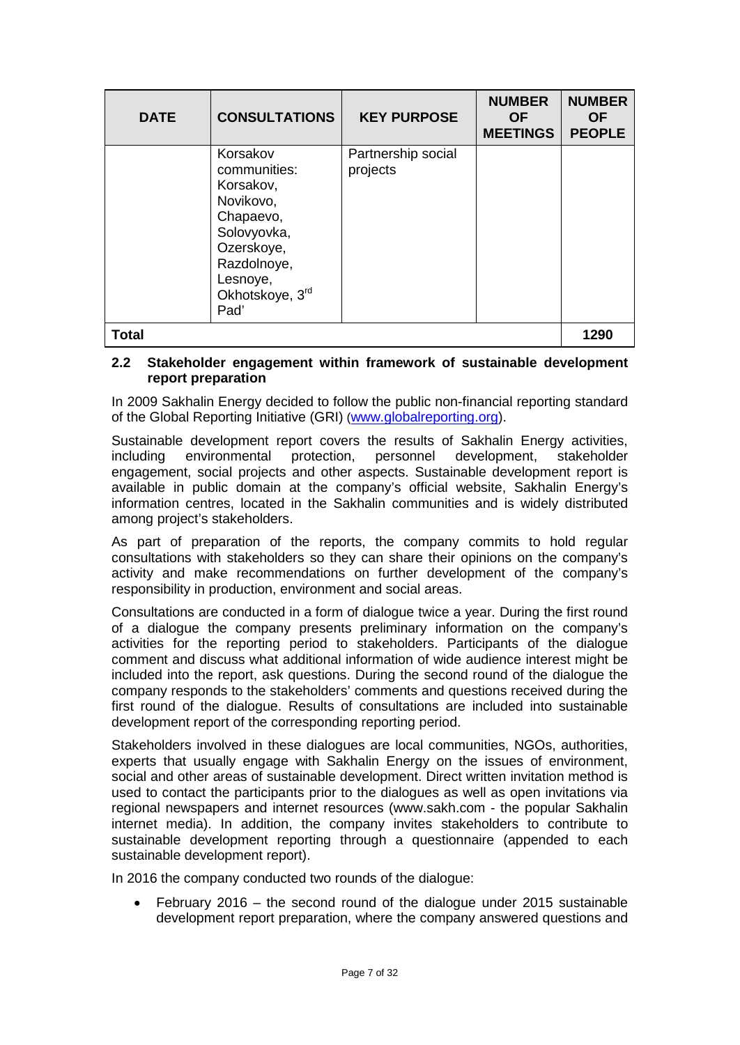| DATE | CONSULTATIONS | KEY PURPOSE | NUMBER OF MEETINGS | NUMBER OF PEOPLE |
|---|---|---|---|---|
| | Korsakov communities: Korsakov, Novikovo, Chapaevo, Solovyovka, Ozerskoye, Razdolnoye, Lesnoye, Okhotskoye, 3rd Pad' | Partnership social projects | | |
| **Total** | | | | **1290** |

### 2.2 Stakeholder engagement within framework of sustainable development report preparation

In 2009 Sakhalin Energy decided to follow the public non-financial reporting standard of the Global Reporting Initiative (GRI) (www.globalreporting.org).

Sustainable development report covers the results of Sakhalin Energy activities, including environmental protection, personnel development, stakeholder engagement, social projects and other aspects. Sustainable development report is available in public domain at the company's official website, Sakhalin Energy's information centres, located in the Sakhalin communities and is widely distributed among project's stakeholders.

As part of preparation of the reports, the company commits to hold regular consultations with stakeholders so they can share their opinions on the company's activity and make recommendations on further development of the company's responsibility in production, environment and social areas.

Consultations are conducted in a form of dialogue twice a year. During the first round of a dialogue the company presents preliminary information on the company's activities for the reporting period to stakeholders. Participants of the dialogue comment and discuss what additional information of wide audience interest might be included into the report, ask questions. During the second round of the dialogue the company responds to the stakeholders' comments and questions received during the first round of the dialogue. Results of consultations are included into sustainable development report of the corresponding reporting period.

Stakeholders involved in these dialogues are local communities, NGOs, authorities, experts that usually engage with Sakhalin Energy on the issues of environment, social and other areas of sustainable development. Direct written invitation method is used to contact the participants prior to the dialogues as well as open invitations via regional newspapers and internet resources (www.sakh.com - the popular Sakhalin internet media). In addition, the company invites stakeholders to contribute to sustainable development reporting through a questionnaire (appended to each sustainable development report).

In 2016 the company conducted two rounds of the dialogue:

- February 2016 – the second round of the dialogue under 2015 sustainable development report preparation, where the company answered questions and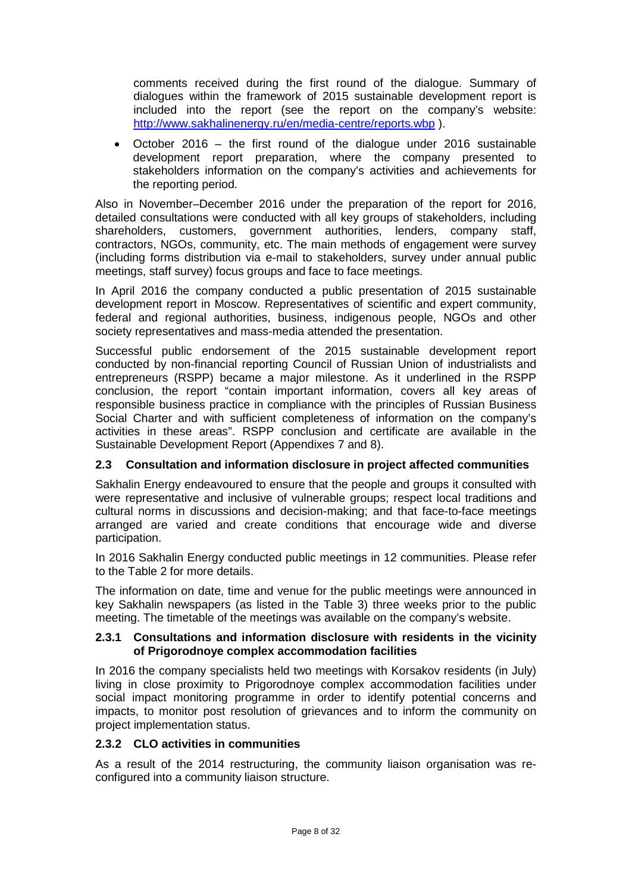comments received during the first round of the dialogue. Summary of dialogues within the framework of 2015 sustainable development report is included into the report (see the report on the company's website: http://www.sakhalinenergy.ru/en/media-centre/reports.wbp ).

- October 2016 – the first round of the dialogue under 2016 sustainable development report preparation, where the company presented to stakeholders information on the company's activities and achievements for the reporting period.

Also in November–December 2016 under the preparation of the report for 2016, detailed consultations were conducted with all key groups of stakeholders, including shareholders, customers, government authorities, lenders, company staff, contractors, NGOs, community, etc. The main methods of engagement were survey (including forms distribution via e-mail to stakeholders, survey under annual public meetings, staff survey) focus groups and face to face meetings.

In April 2016 the company conducted a public presentation of 2015 sustainable development report in Moscow. Representatives of scientific and expert community, federal and regional authorities, business, indigenous people, NGOs and other society representatives and mass-media attended the presentation.

Successful public endorsement of the 2015 sustainable development report conducted by non-financial reporting Council of Russian Union of industrialists and entrepreneurs (RSPP) became a major milestone. As it underlined in the RSPP conclusion, the report "contain important information, covers all key areas of responsible business practice in compliance with the principles of Russian Business Social Charter and with sufficient completeness of information on the company's activities in these areas". RSPP conclusion and certificate are available in the Sustainable Development Report (Appendixes 7 and 8).

### 2.3 Consultation and information disclosure in project affected communities

Sakhalin Energy endeavoured to ensure that the people and groups it consulted with were representative and inclusive of vulnerable groups; respect local traditions and cultural norms in discussions and decision-making; and that face-to-face meetings arranged are varied and create conditions that encourage wide and diverse participation.

In 2016 Sakhalin Energy conducted public meetings in 12 communities. Please refer to the Table 2 for more details.

The information on date, time and venue for the public meetings were announced in key Sakhalin newspapers (as listed in the Table 3) three weeks prior to the public meeting. The timetable of the meetings was available on the company's website.

#### 2.3.1 Consultations and information disclosure with residents in the vicinity of Prigorodnoye complex accommodation facilities

In 2016 the company specialists held two meetings with Korsakov residents (in July) living in close proximity to Prigorodnoye complex accommodation facilities under social impact monitoring programme in order to identify potential concerns and impacts, to monitor post resolution of grievances and to inform the community on project implementation status.

#### 2.3.2 CLO activities in communities

As a result of the 2014 restructuring, the community liaison organisation was re-configured into a community liaison structure.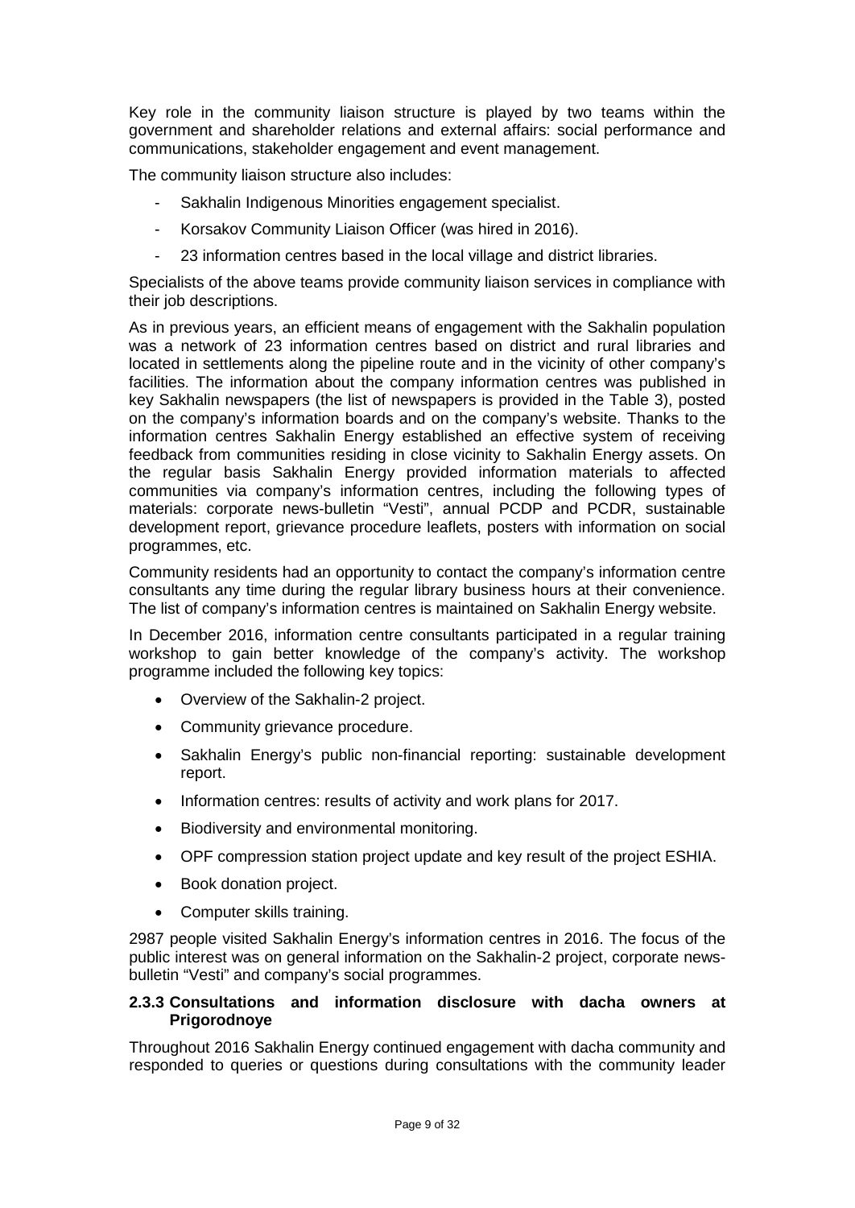Key role in the community liaison structure is played by two teams within the government and shareholder relations and external affairs: social performance and communications, stakeholder engagement and event management.

The community liaison structure also includes:

- Sakhalin Indigenous Minorities engagement specialist.
- Korsakov Community Liaison Officer (was hired in 2016).
- 23 information centres based in the local village and district libraries.

Specialists of the above teams provide community liaison services in compliance with their job descriptions.

As in previous years, an efficient means of engagement with the Sakhalin population was a network of 23 information centres based on district and rural libraries and located in settlements along the pipeline route and in the vicinity of other company's facilities. The information about the company information centres was published in key Sakhalin newspapers (the list of newspapers is provided in the Table 3), posted on the company's information boards and on the company's website. Thanks to the information centres Sakhalin Energy established an effective system of receiving feedback from communities residing in close vicinity to Sakhalin Energy assets. On the regular basis Sakhalin Energy provided information materials to affected communities via company's information centres, including the following types of materials: corporate news-bulletin "Vesti", annual PCDP and PCDR, sustainable development report, grievance procedure leaflets, posters with information on social programmes, etc.

Community residents had an opportunity to contact the company's information centre consultants any time during the regular library business hours at their convenience. The list of company's information centres is maintained on Sakhalin Energy website.

In December 2016, information centre consultants participated in a regular training workshop to gain better knowledge of the company's activity. The workshop programme included the following key topics:

- Overview of the Sakhalin-2 project.
- Community grievance procedure.
- Sakhalin Energy's public non-financial reporting: sustainable development report.
- Information centres: results of activity and work plans for 2017.
- Biodiversity and environmental monitoring.
- OPF compression station project update and key result of the project ESHIA.
- Book donation project.
- Computer skills training.

2987 people visited Sakhalin Energy's information centres in 2016. The focus of the public interest was on general information on the Sakhalin-2 project, corporate news-bulletin "Vesti" and company's social programmes.

### 2.3.3 Consultations and information disclosure with dacha owners at Prigorodnoye

Throughout 2016 Sakhalin Energy continued engagement with dacha community and responded to queries or questions during consultations with the community leader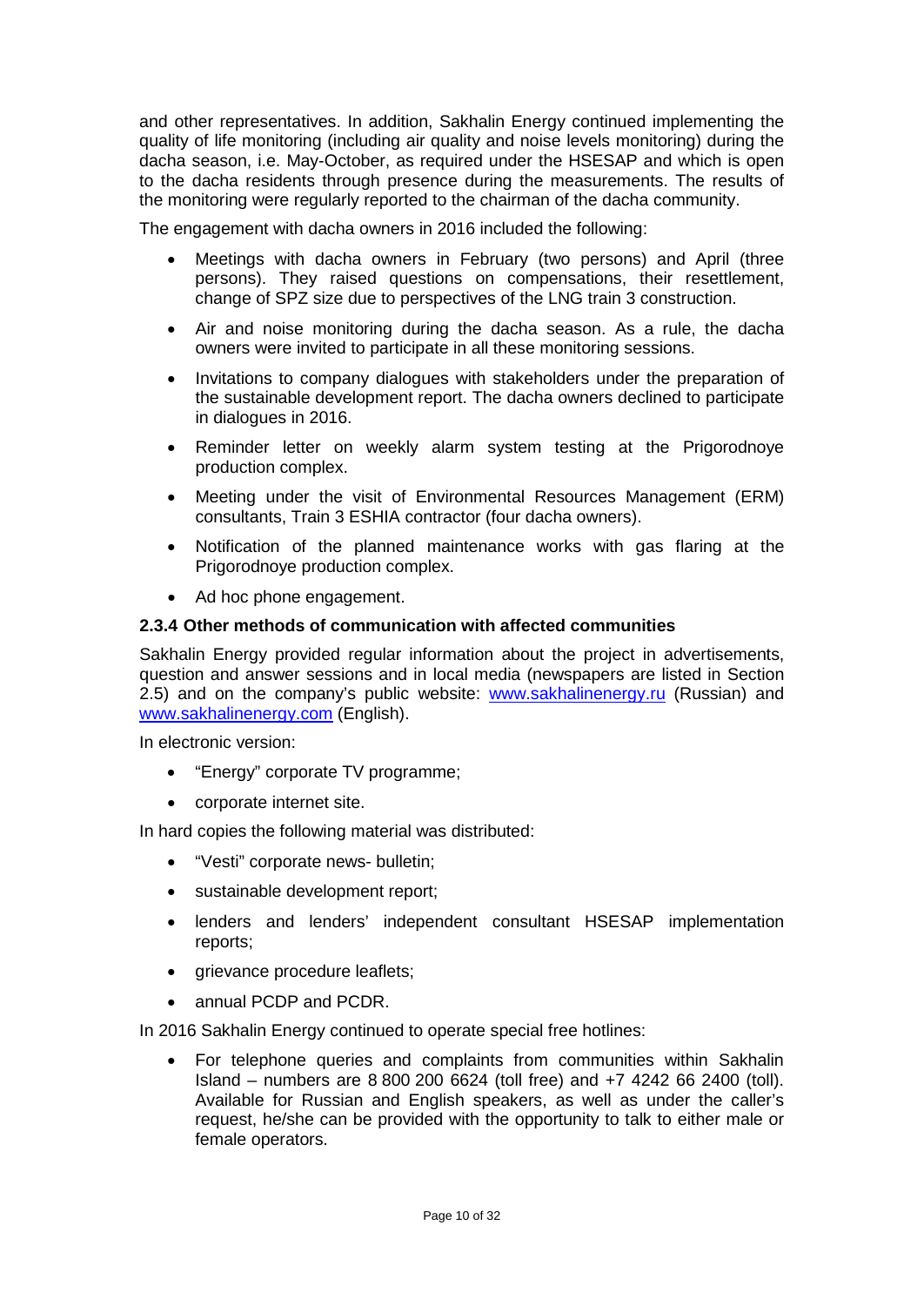and other representatives. In addition, Sakhalin Energy continued implementing the quality of life monitoring (including air quality and noise levels monitoring) during the dacha season, i.e. May-October, as required under the HSESAP and which is open to the dacha residents through presence during the measurements. The results of the monitoring were regularly reported to the chairman of the dacha community.

The engagement with dacha owners in 2016 included the following:

- Meetings with dacha owners in February (two persons) and April (three persons). They raised questions on compensations, their resettlement, change of SPZ size due to perspectives of the LNG train 3 construction.
- Air and noise monitoring during the dacha season. As a rule, the dacha owners were invited to participate in all these monitoring sessions.
- Invitations to company dialogues with stakeholders under the preparation of the sustainable development report. The dacha owners declined to participate in dialogues in 2016.
- Reminder letter on weekly alarm system testing at the Prigorodnoye production complex.
- Meeting under the visit of Environmental Resources Management (ERM) consultants, Train 3 ESHIA contractor (four dacha owners).
- Notification of the planned maintenance works with gas flaring at the Prigorodnoye production complex.
- Ad hoc phone engagement.

#### 2.3.4 Other methods of communication with affected communities

Sakhalin Energy provided regular information about the project in advertisements, question and answer sessions and in local media (newspapers are listed in Section 2.5) and on the company's public website: [www.sakhalinenergy.ru](www.sakhalinenergy.ru) (Russian) and [www.sakhalinenergy.com](www.sakhalinenergy.com) (English).

In electronic version:

- "Energy" corporate TV programme;
- corporate internet site.

In hard copies the following material was distributed:

- "Vesti" corporate news- bulletin;
- sustainable development report;
- lenders and lenders' independent consultant HSESAP implementation reports;
- grievance procedure leaflets;
- annual PCDP and PCDR.

In 2016 Sakhalin Energy continued to operate special free hotlines:

- For telephone queries and complaints from communities within Sakhalin Island – numbers are 8 800 200 6624 (toll free) and +7 4242 66 2400 (toll). Available for Russian and English speakers, as well as under the caller's request, he/she can be provided with the opportunity to talk to either male or female operators.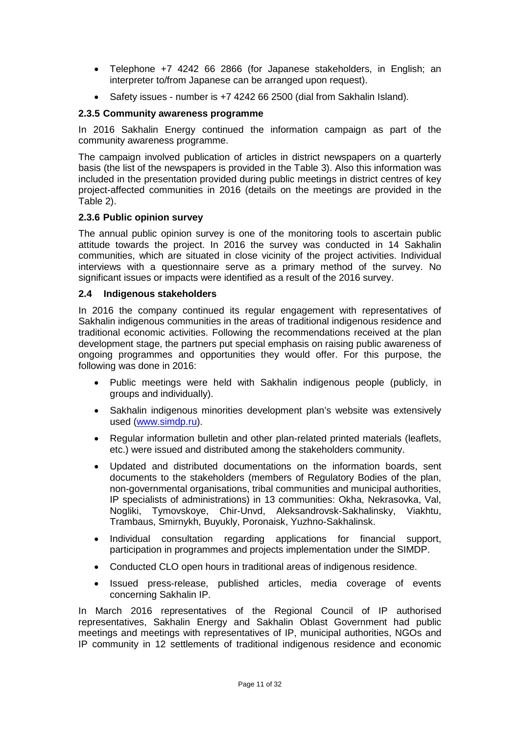- Telephone +7 4242 66 2866 (for Japanese stakeholders, in English; an interpreter to/from Japanese can be arranged upon request).
- Safety issues - number is +7 4242 66 2500 (dial from Sakhalin Island).

### 2.3.5 Community awareness programme

In 2016 Sakhalin Energy continued the information campaign as part of the community awareness programme.

The campaign involved publication of articles in district newspapers on a quarterly basis (the list of the newspapers is provided in the Table 3). Also this information was included in the presentation provided during public meetings in district centres of key project-affected communities in 2016 (details on the meetings are provided in the Table 2).

### 2.3.6 Public opinion survey

The annual public opinion survey is one of the monitoring tools to ascertain public attitude towards the project. In 2016 the survey was conducted in 14 Sakhalin communities, which are situated in close vicinity of the project activities. Individual interviews with a questionnaire serve as a primary method of the survey. No significant issues or impacts were identified as a result of the 2016 survey.

## 2.4 Indigenous stakeholders

In 2016 the company continued its regular engagement with representatives of Sakhalin indigenous communities in the areas of traditional indigenous residence and traditional economic activities. Following the recommendations received at the plan development stage, the partners put special emphasis on raising public awareness of ongoing programmes and opportunities they would offer. For this purpose, the following was done in 2016:

- Public meetings were held with Sakhalin indigenous people (publicly, in groups and individually).
- Sakhalin indigenous minorities development plan's website was extensively used (www.simdp.ru).
- Regular information bulletin and other plan-related printed materials (leaflets, etc.) were issued and distributed among the stakeholders community.
- Updated and distributed documentations on the information boards, sent documents to the stakeholders (members of Regulatory Bodies of the plan, non-governmental organisations, tribal communities and municipal authorities, IP specialists of administrations) in 13 communities: Okha, Nekrasovka, Val, Nogliki, Tymovskoye, Chir-Unvd, Aleksandrovsk-Sakhalinsky, Viakhtu, Trambaus, Smirnykh, Buyukly, Poronaisk, Yuzhno-Sakhalinsk.
- Individual consultation regarding applications for financial support, participation in programmes and projects implementation under the SIMDP.
- Conducted CLO open hours in traditional areas of indigenous residence.
- Issued press-release, published articles, media coverage of events concerning Sakhalin IP.

In March 2016 representatives of the Regional Council of IP authorised representatives, Sakhalin Energy and Sakhalin Oblast Government had public meetings and meetings with representatives of IP, municipal authorities, NGOs and IP community in 12 settlements of traditional indigenous residence and economic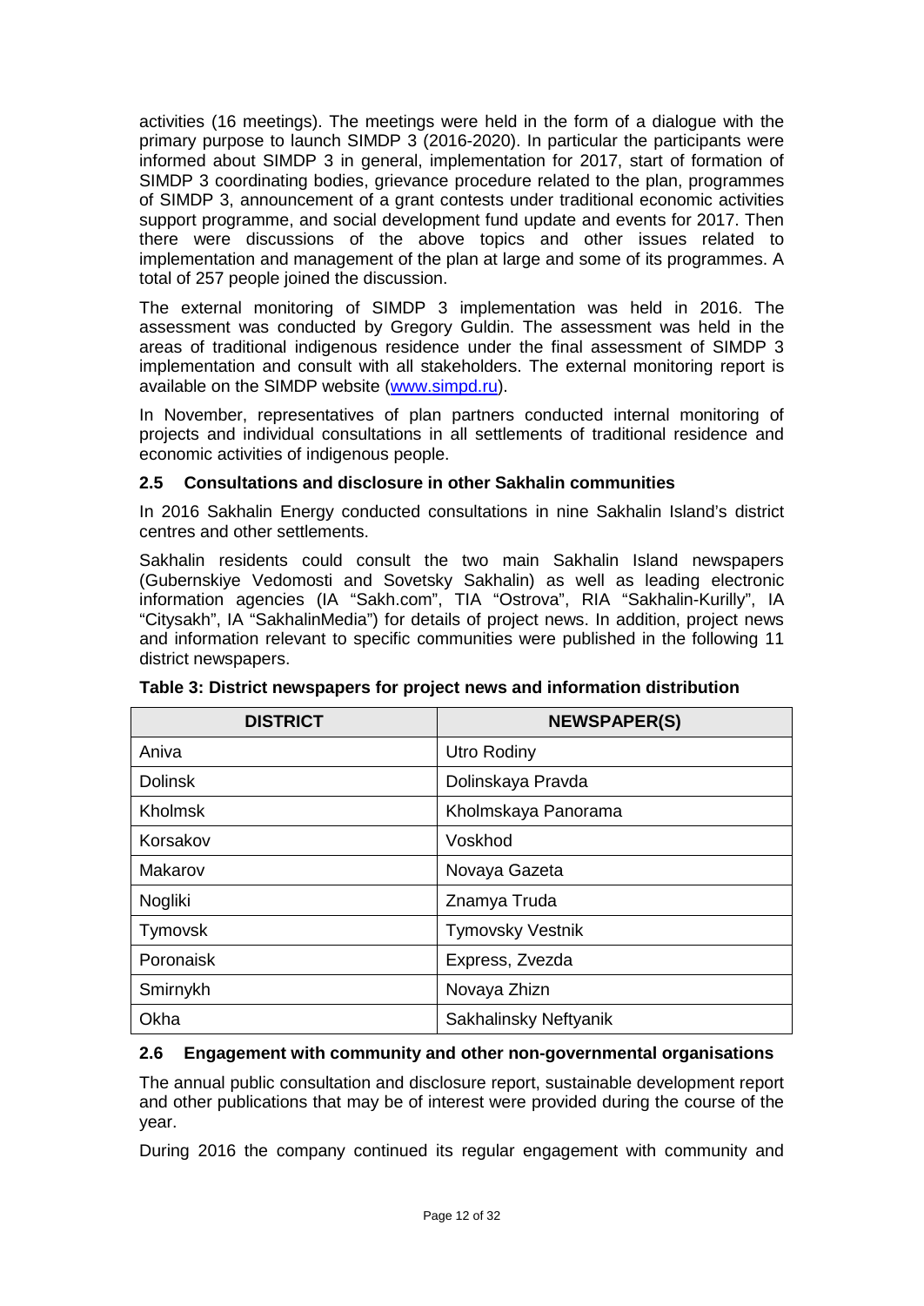activities (16 meetings). The meetings were held in the form of a dialogue with the primary purpose to launch SIMDP 3 (2016-2020). In particular the participants were informed about SIMDP 3 in general, implementation for 2017, start of formation of SIMDP 3 coordinating bodies, grievance procedure related to the plan, programmes of SIMDP 3, announcement of a grant contests under traditional economic activities support programme, and social development fund update and events for 2017. Then there were discussions of the above topics and other issues related to implementation and management of the plan at large and some of its programmes. A total of 257 people joined the discussion.

The external monitoring of SIMDP 3 implementation was held in 2016. The assessment was conducted by Gregory Guldin. The assessment was held in the areas of traditional indigenous residence under the final assessment of SIMDP 3 implementation and consult with all stakeholders. The external monitoring report is available on the SIMDP website (www.simpd.ru).

In November, representatives of plan partners conducted internal monitoring of projects and individual consultations in all settlements of traditional residence and economic activities of indigenous people.

### 2.5 Consultations and disclosure in other Sakhalin communities

In 2016 Sakhalin Energy conducted consultations in nine Sakhalin Island's district centres and other settlements.

Sakhalin residents could consult the two main Sakhalin Island newspapers (Gubernskiye Vedomosti and Sovetsky Sakhalin) as well as leading electronic information agencies (IA "Sakh.com", TIA "Ostrova", RIA "Sakhalin-Kurilly", IA "Citysakh", IA "SakhalinMedia") for details of project news. In addition, project news and information relevant to specific communities were published in the following 11 district newspapers.

**Table 3: District newspapers for project news and information distribution**

| DISTRICT | NEWSPAPER(S) |
|---|---|
| Aniva | Utro Rodiny |
| Dolinsk | Dolinskaya Pravda |
| Kholmsk | Kholmskaya Panorama |
| Korsakov | Voskhod |
| Makarov | Novaya Gazeta |
| Nogliki | Znamya Truda |
| Tymovsk | Tymovsky Vestnik |
| Poronaisk | Express, Zvezda |
| Smirnykh | Novaya Zhizn |
| Okha | Sakhalinsky Neftyanik |

### 2.6 Engagement with community and other non-governmental organisations

The annual public consultation and disclosure report, sustainable development report and other publications that may be of interest were provided during the course of the year.

During 2016 the company continued its regular engagement with community and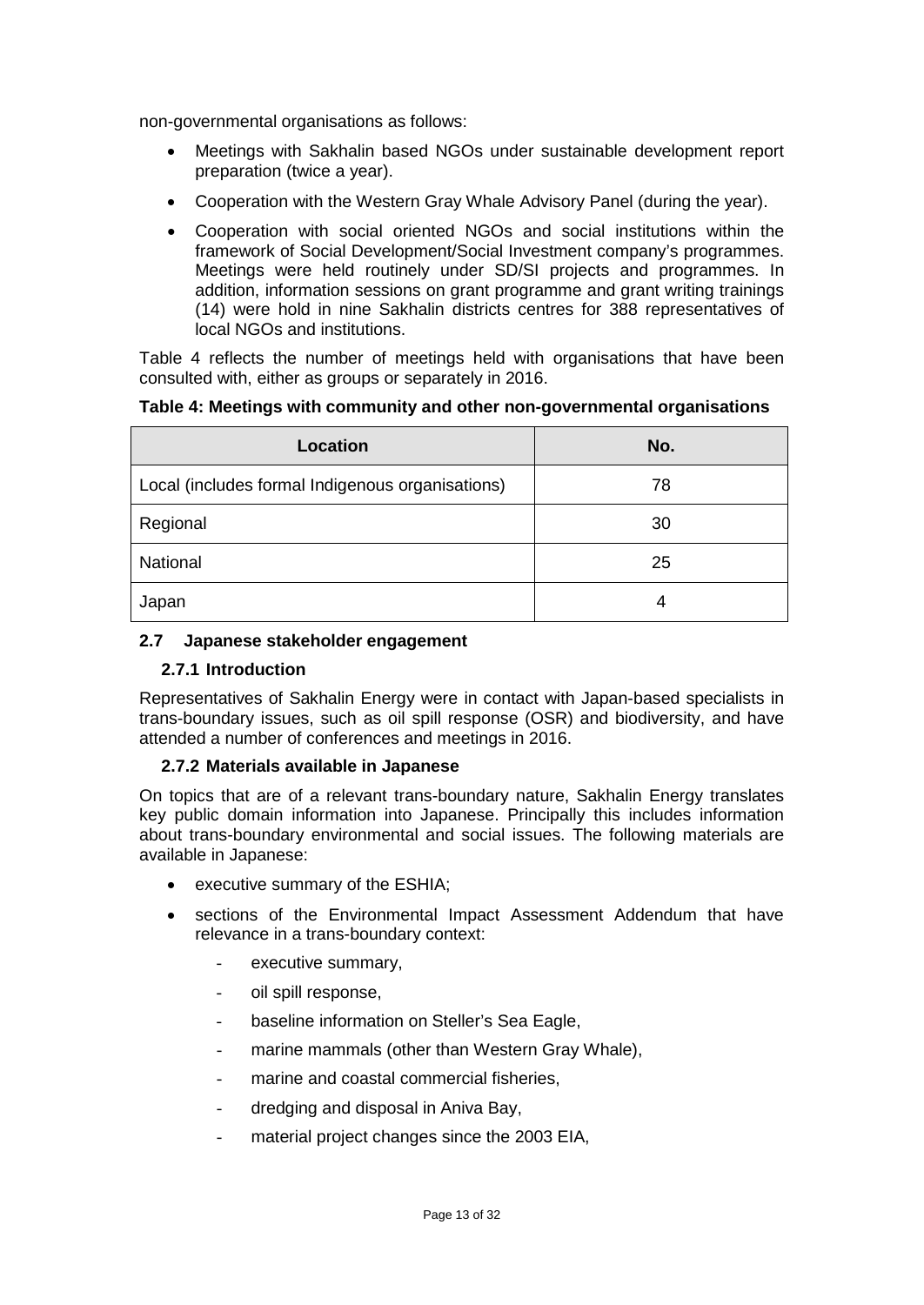non-governmental organisations as follows:

- Meetings with Sakhalin based NGOs under sustainable development report preparation (twice a year).
- Cooperation with the Western Gray Whale Advisory Panel (during the year).
- Cooperation with social oriented NGOs and social institutions within the framework of Social Development/Social Investment company's programmes. Meetings were held routinely under SD/SI projects and programmes. In addition, information sessions on grant programme and grant writing trainings (14) were hold in nine Sakhalin districts centres for 388 representatives of local NGOs and institutions.

Table 4 reflects the number of meetings held with organisations that have been consulted with, either as groups or separately in 2016.

**Table 4: Meetings with community and other non-governmental organisations**

| Location | No. |
|---|---|
| Local (includes formal Indigenous organisations) | 78 |
| Regional | 30 |
| National | 25 |
| Japan | 4 |

## 2.7 Japanese stakeholder engagement

### 2.7.1 Introduction

Representatives of Sakhalin Energy were in contact with Japan-based specialists in trans-boundary issues, such as oil spill response (OSR) and biodiversity, and have attended a number of conferences and meetings in 2016.

### 2.7.2 Materials available in Japanese

On topics that are of a relevant trans-boundary nature, Sakhalin Energy translates key public domain information into Japanese. Principally this includes information about trans-boundary environmental and social issues. The following materials are available in Japanese:

- executive summary of the ESHIA;
- sections of the Environmental Impact Assessment Addendum that have relevance in a trans-boundary context:
  - executive summary,
  - oil spill response,
  - baseline information on Steller's Sea Eagle,
  - marine mammals (other than Western Gray Whale),
  - marine and coastal commercial fisheries,
  - dredging and disposal in Aniva Bay,
  - material project changes since the 2003 EIA,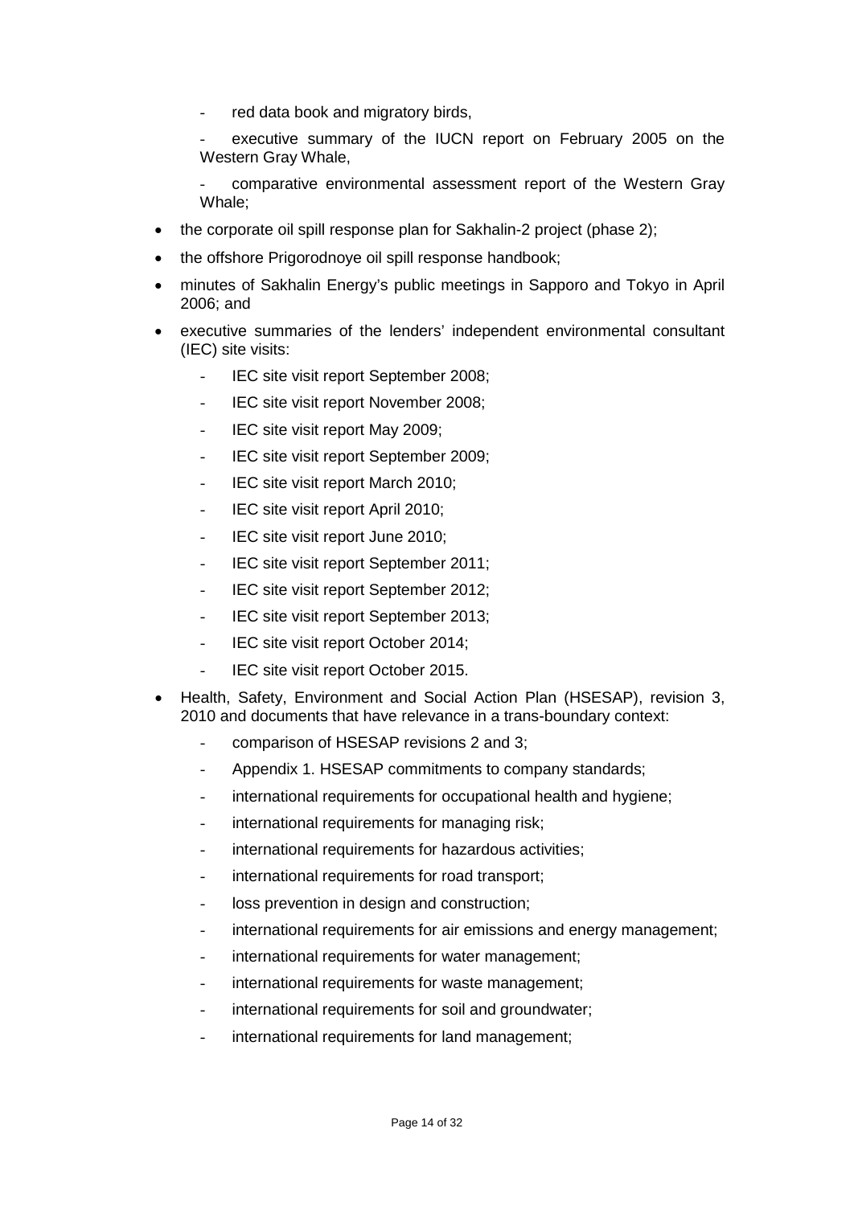- red data book and migratory birds,
  - executive summary of the IUCN report on February 2005 on the Western Gray Whale,
  - comparative environmental assessment report of the Western Gray Whale;
- the corporate oil spill response plan for Sakhalin-2 project (phase 2);
- the offshore Prigorodnoye oil spill response handbook;
- minutes of Sakhalin Energy's public meetings in Sapporo and Tokyo in April 2006; and
- executive summaries of the lenders' independent environmental consultant (IEC) site visits:
  - IEC site visit report September 2008;
  - IEC site visit report November 2008;
  - IEC site visit report May 2009;
  - IEC site visit report September 2009;
  - IEC site visit report March 2010;
  - IEC site visit report April 2010;
  - IEC site visit report June 2010;
  - IEC site visit report September 2011;
  - IEC site visit report September 2012;
  - IEC site visit report September 2013;
  - IEC site visit report October 2014;
  - IEC site visit report October 2015.
- Health, Safety, Environment and Social Action Plan (HSESAP), revision 3, 2010 and documents that have relevance in a trans-boundary context:
  - comparison of HSESAP revisions 2 and 3;
  - Appendix 1. HSESAP commitments to company standards;
  - international requirements for occupational health and hygiene;
  - international requirements for managing risk;
  - international requirements for hazardous activities;
  - international requirements for road transport;
  - loss prevention in design and construction;
  - international requirements for air emissions and energy management;
  - international requirements for water management;
  - international requirements for waste management;
  - international requirements for soil and groundwater;
  - international requirements for land management;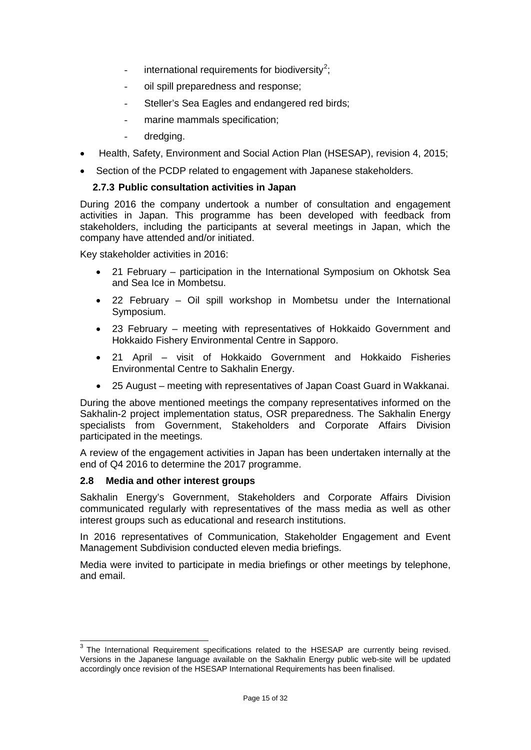- international requirements for biodiversity[2];
  - oil spill preparedness and response;
  - Steller's Sea Eagles and endangered red birds;
  - marine mammals specification;
  - dredging.
- Health, Safety, Environment and Social Action Plan (HSESAP), revision 4, 2015;
- Section of the PCDP related to engagement with Japanese stakeholders.

### 2.7.3 Public consultation activities in Japan

During 2016 the company undertook a number of consultation and engagement activities in Japan. This programme has been developed with feedback from stakeholders, including the participants at several meetings in Japan, which the company have attended and/or initiated.

Key stakeholder activities in 2016:

- 21 February – participation in the International Symposium on Okhotsk Sea and Sea Ice in Mombetsu.
- 22 February – Oil spill workshop in Mombetsu under the International Symposium.
- 23 February – meeting with representatives of Hokkaido Government and Hokkaido Fishery Environmental Centre in Sapporo.
- 21 April – visit of Hokkaido Government and Hokkaido Fisheries Environmental Centre to Sakhalin Energy.
- 25 August – meeting with representatives of Japan Coast Guard in Wakkanai.

During the above mentioned meetings the company representatives informed on the Sakhalin-2 project implementation status, OSR preparedness. The Sakhalin Energy specialists from Government, Stakeholders and Corporate Affairs Division participated in the meetings.

A review of the engagement activities in Japan has been undertaken internally at the end of Q4 2016 to determine the 2017 programme.

## 2.8 Media and other interest groups

Sakhalin Energy's Government, Stakeholders and Corporate Affairs Division communicated regularly with representatives of the mass media as well as other interest groups such as educational and research institutions.

In 2016 representatives of Communication, Stakeholder Engagement and Event Management Subdivision conducted eleven media briefings.

Media were invited to participate in media briefings or other meetings by telephone, and email.

---

[3] The International Requirement specifications related to the HSESAP are currently being revised. Versions in the Japanese language available on the Sakhalin Energy public web-site will be updated accordingly once revision of the HSESAP International Requirements has been finalised.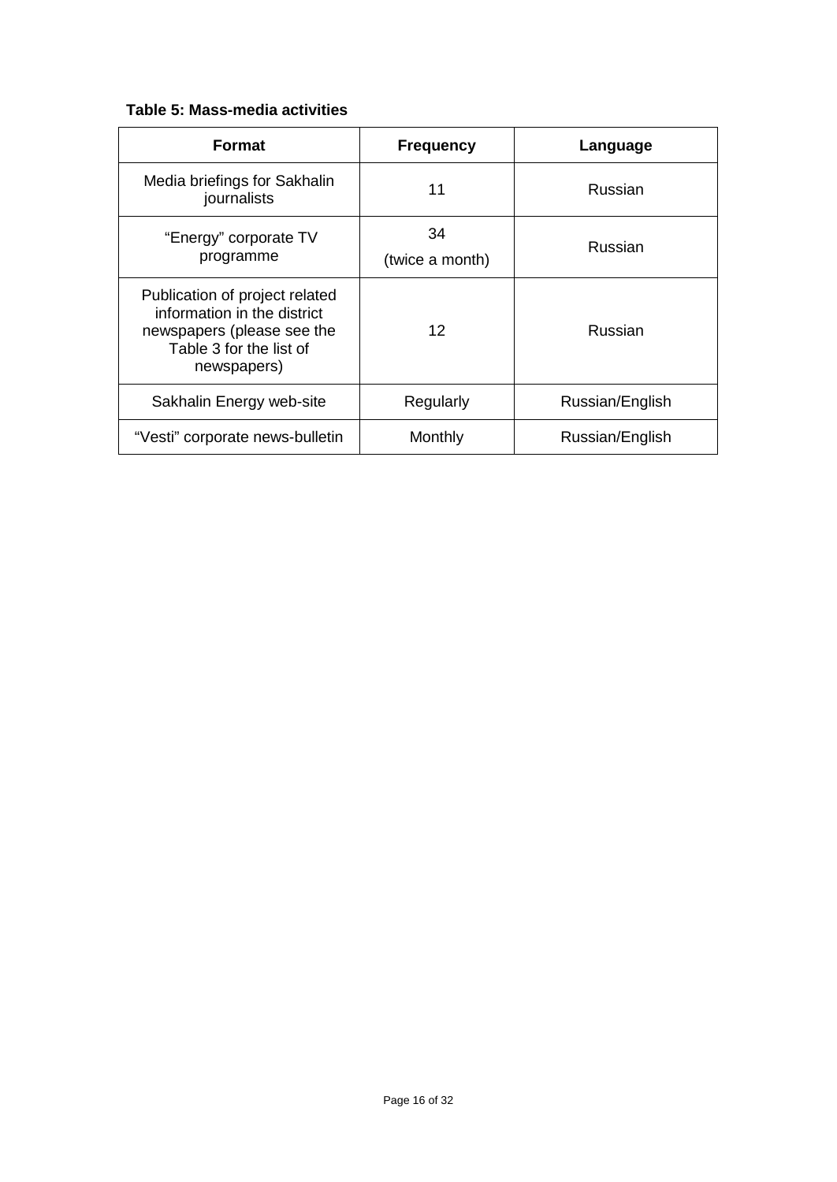**Table 5: Mass-media activities**

| Format | Frequency | Language |
|---|---|---|
| Media briefings for Sakhalin journalists | 11 | Russian |
| "Energy" corporate TV programme | 34 (twice a month) | Russian |
| Publication of project related information in the district newspapers (please see the Table 3 for the list of newspapers) | 12 | Russian |
| Sakhalin Energy web-site | Regularly | Russian/English |
| "Vesti" corporate news-bulletin | Monthly | Russian/English |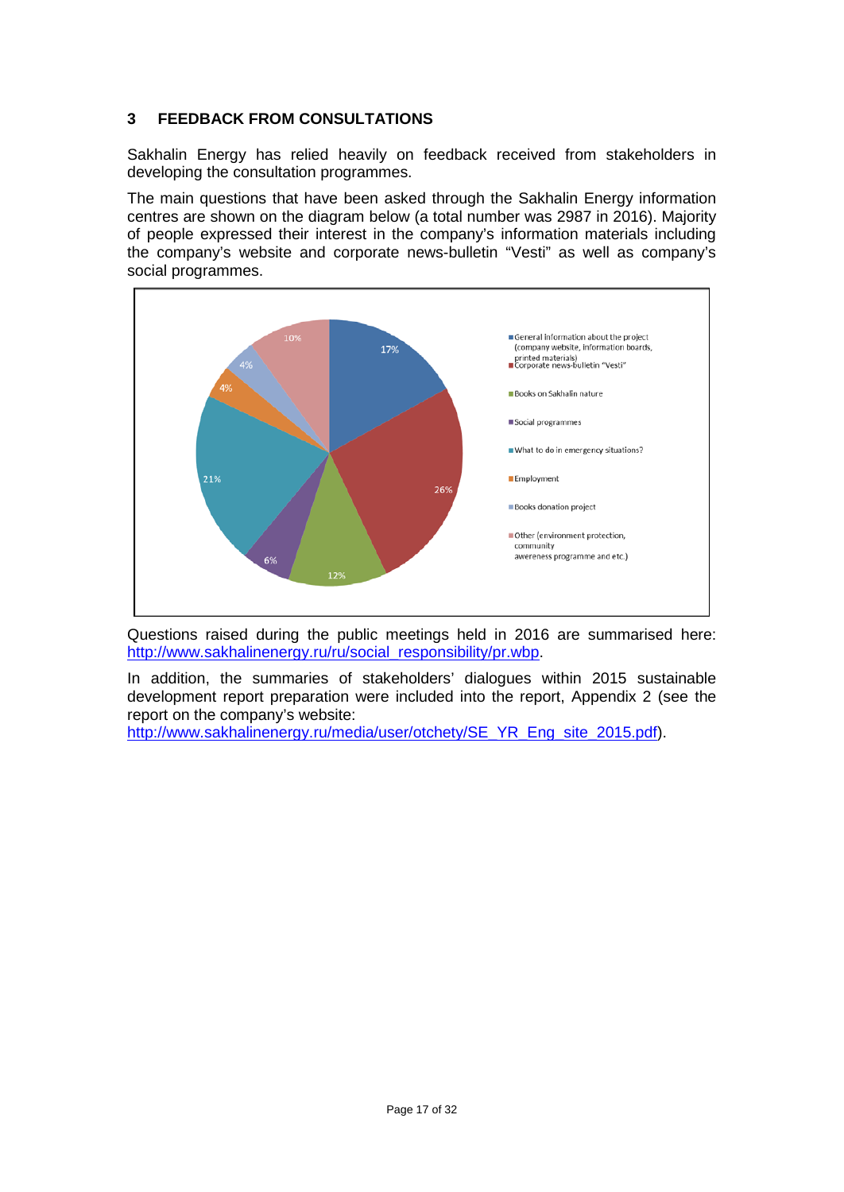## 3 FEEDBACK FROM CONSULTATIONS

Sakhalin Energy has relied heavily on feedback received from stakeholders in developing the consultation programmes.

The main questions that have been asked through the Sakhalin Energy information centres are shown on the diagram below (a total number was 2987 in 2016). Majority of people expressed their interest in the company's information materials including the company's website and corporate news-bulletin "Vesti" as well as company's social programmes.

| Category | Share |
|---|---|
| General information about the project (company website, information boards, printed materials) | 17% |
| Corporate news-bulletin "Vesti" | 26% |
| Books on Sakhalin nature | 12% |
| Social programmes | 6% |
| What to do in emergency situations? | 21% |
| Employment | 4% |
| Books donation project | 4% |
| Other (environment protection, community awereness programme and etc.) | 10% |

Questions raised during the public meetings held in 2016 are summarised here: http://www.sakhalinenergy.ru/ru/social_responsibility/pr.wbp.

In addition, the summaries of stakeholders' dialogues within 2015 sustainable development report preparation were included into the report, Appendix 2 (see the report on the company's website: http://www.sakhalinenergy.ru/media/user/otchety/SE_YR_Eng_site_2015.pdf).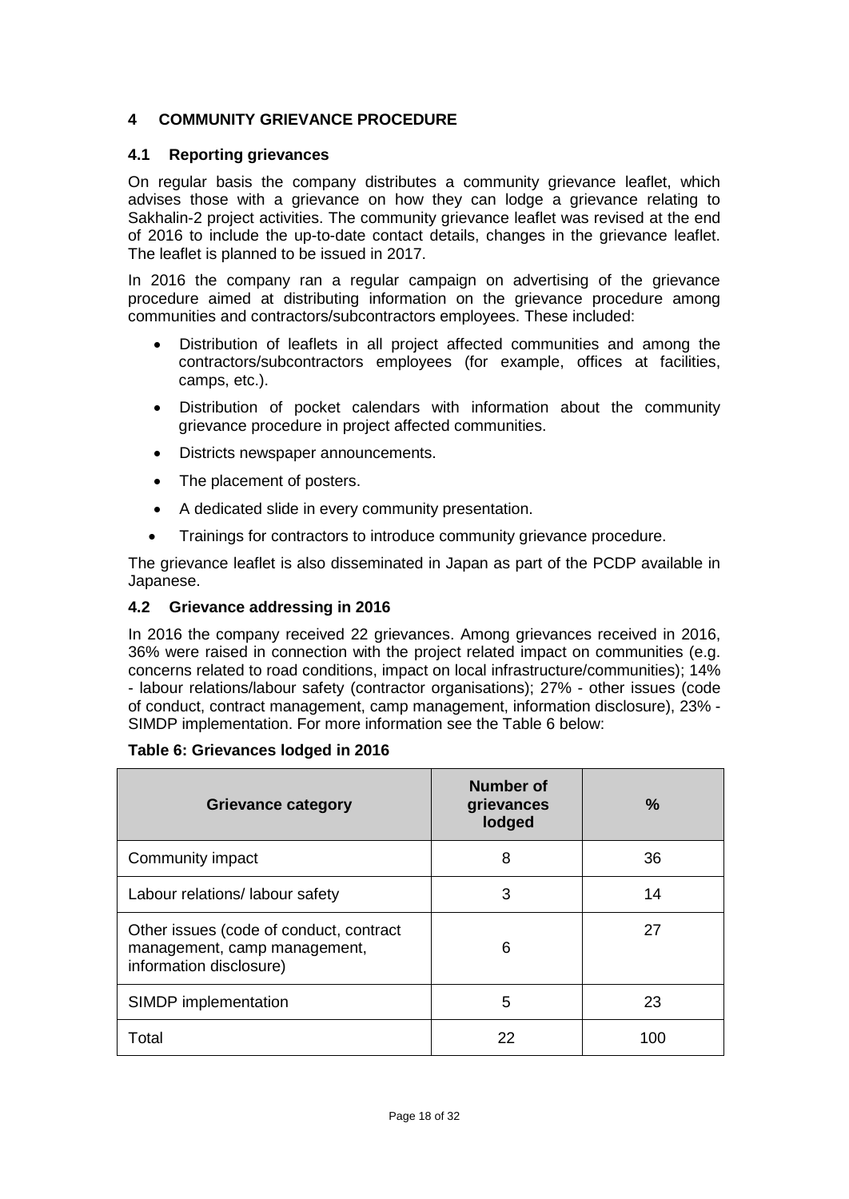# 4 COMMUNITY GRIEVANCE PROCEDURE

## 4.1 Reporting grievances

On regular basis the company distributes a community grievance leaflet, which advises those with a grievance on how they can lodge a grievance relating to Sakhalin-2 project activities. The community grievance leaflet was revised at the end of 2016 to include the up-to-date contact details, changes in the grievance leaflet. The leaflet is planned to be issued in 2017.

In 2016 the company ran a regular campaign on advertising of the grievance procedure aimed at distributing information on the grievance procedure among communities and contractors/subcontractors employees. These included:

- Distribution of leaflets in all project affected communities and among the contractors/subcontractors employees (for example, offices at facilities, camps, etc.).
- Distribution of pocket calendars with information about the community grievance procedure in project affected communities.
- Districts newspaper announcements.
- The placement of posters.
- A dedicated slide in every community presentation.
- Trainings for contractors to introduce community grievance procedure.

The grievance leaflet is also disseminated in Japan as part of the PCDP available in Japanese.

## 4.2 Grievance addressing in 2016

In 2016 the company received 22 grievances. Among grievances received in 2016, 36% were raised in connection with the project related impact on communities (e.g. concerns related to road conditions, impact on local infrastructure/communities); 14% - labour relations/labour safety (contractor organisations); 27% - other issues (code of conduct, contract management, camp management, information disclosure), 23% - SIMDP implementation. For more information see the Table 6 below:

**Table 6: Grievances lodged in 2016**

| Grievance category | Number of grievances lodged | % |
|---|---|---|
| Community impact | 8 | 36 |
| Labour relations/ labour safety | 3 | 14 |
| Other issues (code of conduct, contract management, camp management, information disclosure) | 6 | 27 |
| SIMDP implementation | 5 | 23 |
| Total | 22 | 100 |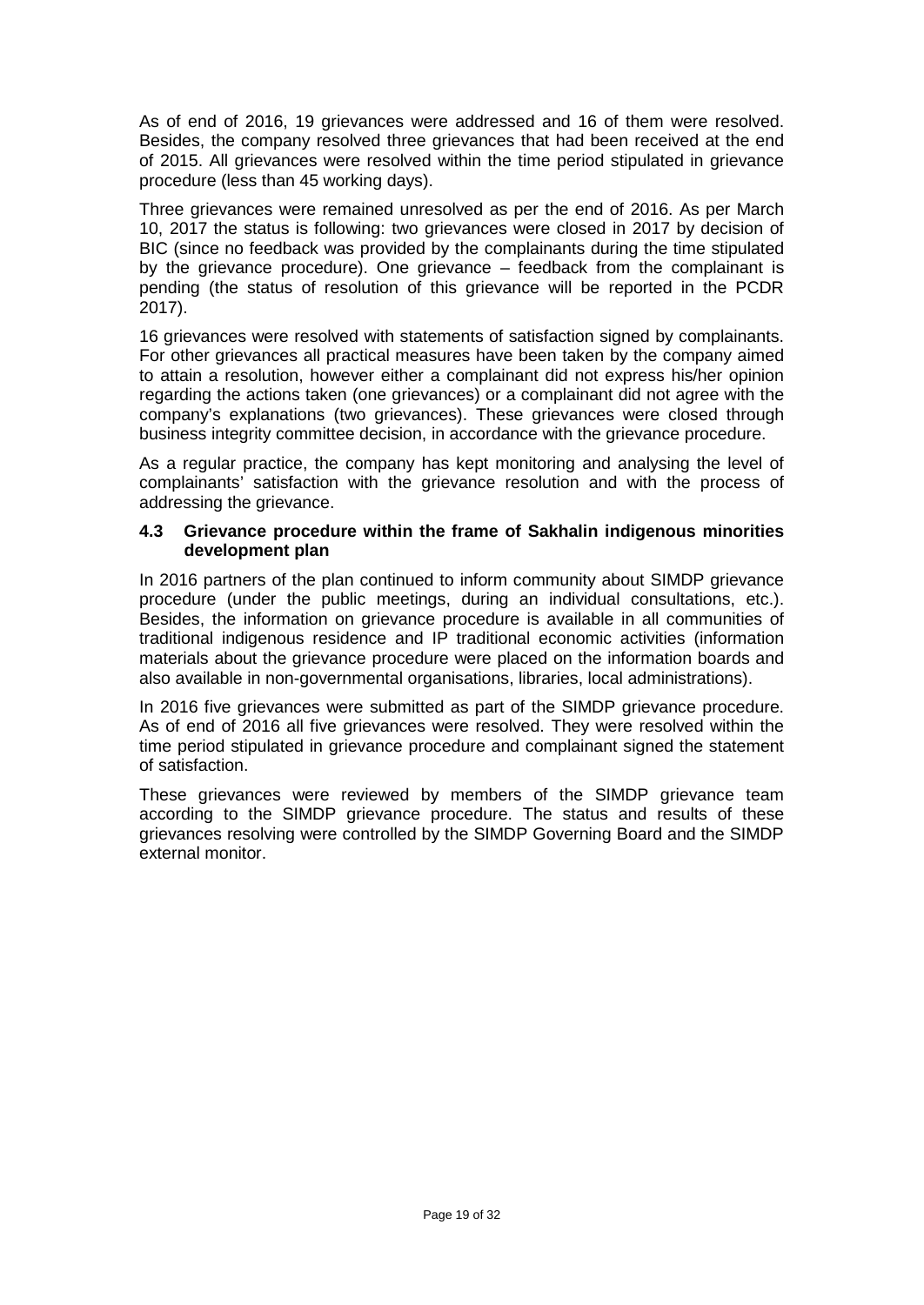As of end of 2016, 19 grievances were addressed and 16 of them were resolved. Besides, the company resolved three grievances that had been received at the end of 2015. All grievances were resolved within the time period stipulated in grievance procedure (less than 45 working days).

Three grievances were remained unresolved as per the end of 2016. As per March 10, 2017 the status is following: two grievances were closed in 2017 by decision of BIC (since no feedback was provided by the complainants during the time stipulated by the grievance procedure). One grievance – feedback from the complainant is pending (the status of resolution of this grievance will be reported in the PCDR 2017).

16 grievances were resolved with statements of satisfaction signed by complainants. For other grievances all practical measures have been taken by the company aimed to attain a resolution, however either a complainant did not express his/her opinion regarding the actions taken (one grievances) or a complainant did not agree with the company's explanations (two grievances). These grievances were closed through business integrity committee decision, in accordance with the grievance procedure.

As a regular practice, the company has kept monitoring and analysing the level of complainants' satisfaction with the grievance resolution and with the process of addressing the grievance.

### 4.3 Grievance procedure within the frame of Sakhalin indigenous minorities development plan

In 2016 partners of the plan continued to inform community about SIMDP grievance procedure (under the public meetings, during an individual consultations, etc.). Besides, the information on grievance procedure is available in all communities of traditional indigenous residence and IP traditional economic activities (information materials about the grievance procedure were placed on the information boards and also available in non-governmental organisations, libraries, local administrations).

In 2016 five grievances were submitted as part of the SIMDP grievance procedure. As of end of 2016 all five grievances were resolved. They were resolved within the time period stipulated in grievance procedure and complainant signed the statement of satisfaction.

These grievances were reviewed by members of the SIMDP grievance team according to the SIMDP grievance procedure. The status and results of these grievances resolving were controlled by the SIMDP Governing Board and the SIMDP external monitor.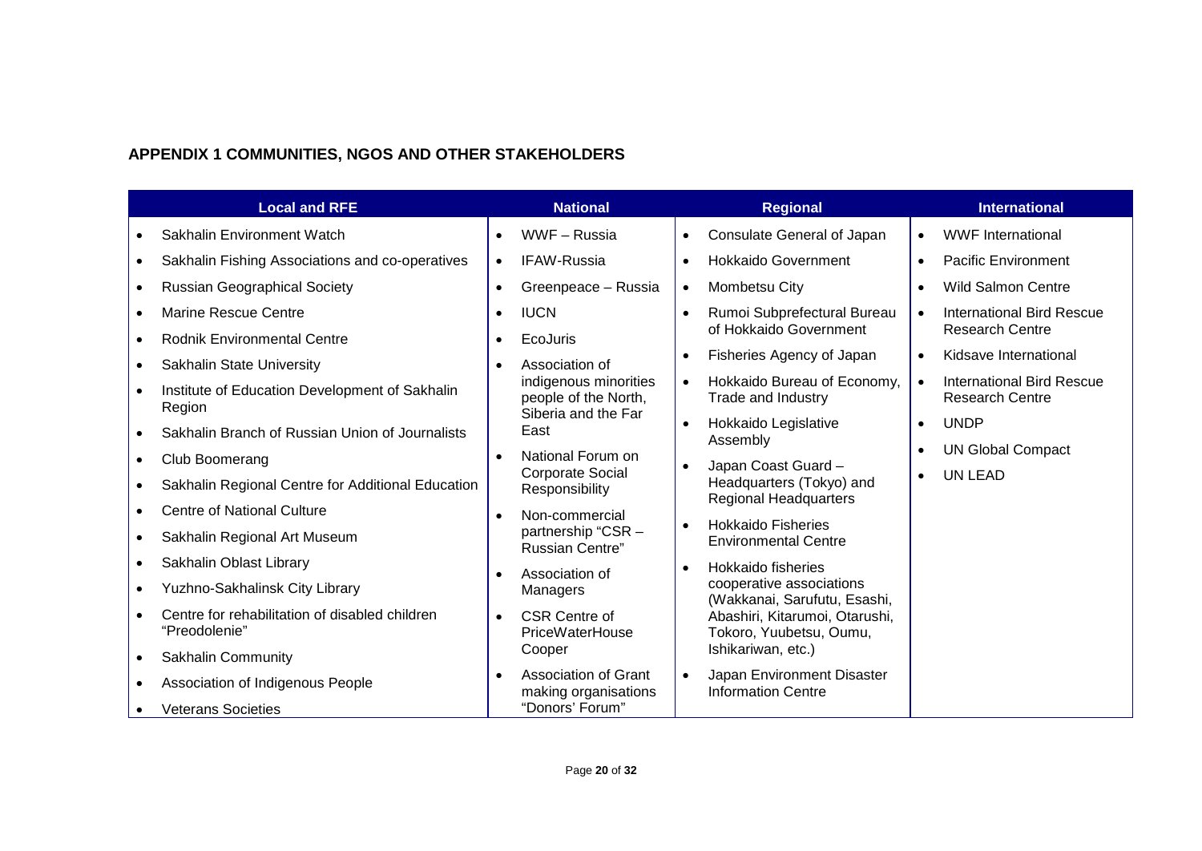## APPENDIX 1 COMMUNITIES, NGOS AND OTHER STAKEHOLDERS

| Local and RFE | National | Regional | International |
|---|---|---|---|
| • Sakhalin Environment Watch<br>• Sakhalin Fishing Associations and co-operatives<br>• Russian Geographical Society<br>• Marine Rescue Centre<br>• Rodnik Environmental Centre<br>• Sakhalin State University<br>• Institute of Education Development of Sakhalin Region<br>• Sakhalin Branch of Russian Union of Journalists<br>• Club Boomerang<br>• Sakhalin Regional Centre for Additional Education<br>• Centre of National Culture<br>• Sakhalin Regional Art Museum<br>• Sakhalin Oblast Library<br>• Yuzhno-Sakhalinsk City Library<br>• Centre for rehabilitation of disabled children "Preodolenie"<br>• Sakhalin Community<br>• Association of Indigenous People<br>• Veterans Societies | • WWF – Russia<br>• IFAW-Russia<br>• Greenpeace – Russia<br>• IUCN<br>• EcoJuris<br>• Association of indigenous minorities people of the North, Siberia and the Far East<br>• National Forum on Corporate Social Responsibility<br>• Non-commercial partnership "CSR – Russian Centre"<br>• Association of Managers<br>• CSR Centre of PriceWaterHouse Cooper<br>• Association of Grant making organisations "Donors' Forum" | • Consulate General of Japan<br>• Hokkaido Government<br>• Mombetsu City<br>• Rumoi Subprefectural Bureau of Hokkaido Government<br>• Fisheries Agency of Japan<br>• Hokkaido Bureau of Economy, Trade and Industry<br>• Hokkaido Legislative Assembly<br>• Japan Coast Guard – Headquarters (Tokyo) and Regional Headquarters<br>• Hokkaido Fisheries Environmental Centre<br>• Hokkaido fisheries cooperative associations (Wakkanai, Sarufutu, Esashi, Abashiri, Kitarumoi, Otarushi, Tokoro, Yuubetsu, Oumu, Ishikariwan, etc.)<br>• Japan Environment Disaster Information Centre | • WWF International<br>• Pacific Environment<br>• Wild Salmon Centre<br>• International Bird Rescue Research Centre<br>• Kidsave International<br>• International Bird Rescue Research Centre<br>• UNDP<br>• UN Global Compact<br>• UN LEAD |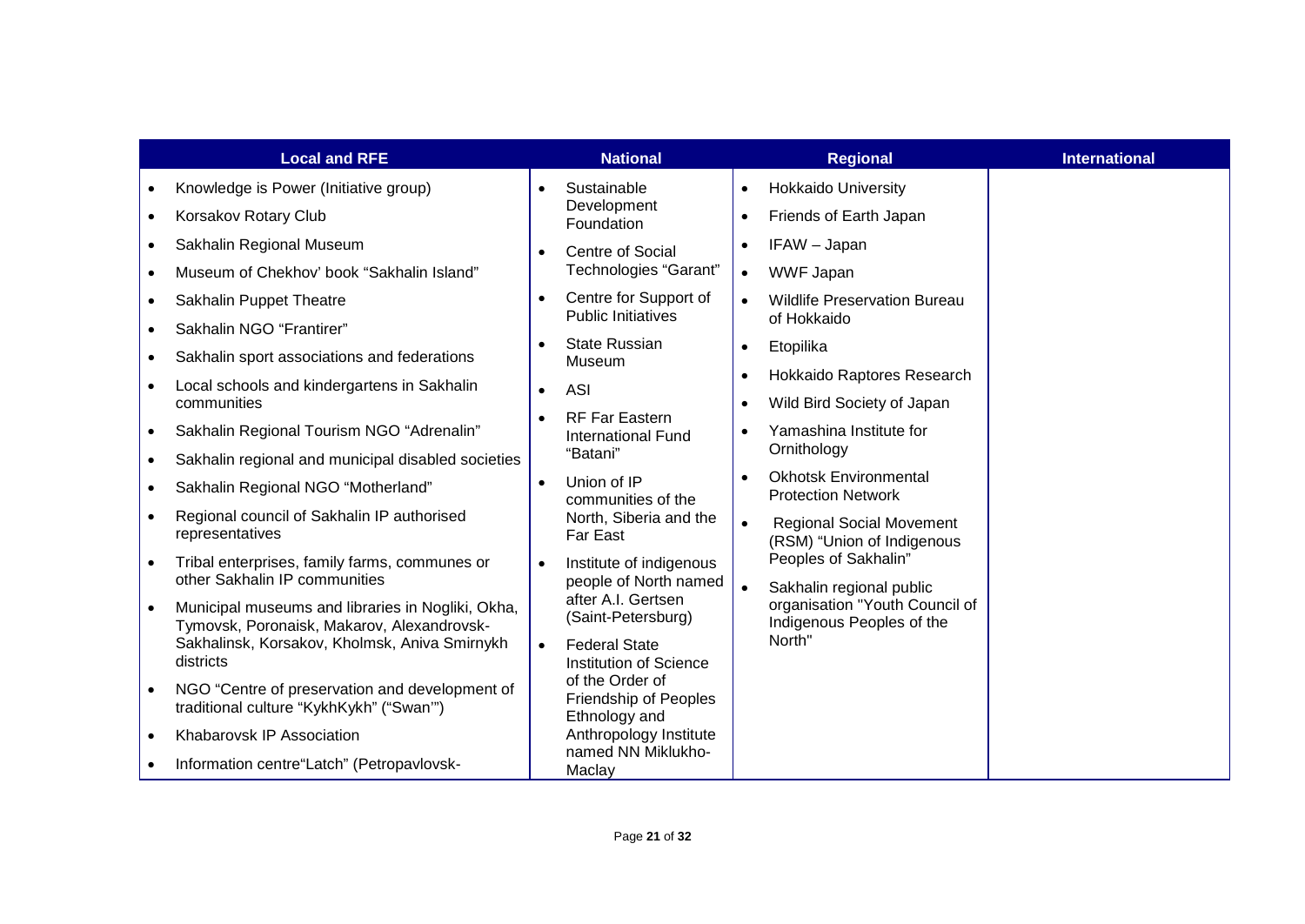| Local and RFE | National | Regional | International |
|---|---|---|---|
| • Knowledge is Power (Initiative group)<br>• Korsakov Rotary Club<br>• Sakhalin Regional Museum<br>• Museum of Chekhov' book "Sakhalin Island"<br>• Sakhalin Puppet Theatre<br>• Sakhalin NGO "Frantirer"<br>• Sakhalin sport associations and federations<br>• Local schools and kindergartens in Sakhalin communities<br>• Sakhalin Regional Tourism NGO "Adrenalin"<br>• Sakhalin regional and municipal disabled societies<br>• Sakhalin Regional NGO "Motherland"<br>• Regional council of Sakhalin IP authorised representatives<br>• Tribal enterprises, family farms, communes or other Sakhalin IP communities<br>• Municipal museums and libraries in Nogliki, Okha, Tymovsk, Poronaisk, Makarov, Alexandrovsk-Sakhalinsk, Korsakov, Kholmsk, Aniva Smirnykh districts<br>• NGO "Centre of preservation and development of traditional culture "KykhKykh" ("Swan'")<br>• Khabarovsk IP Association<br>• Information centre"Latch" (Petropavlovsk- | • Sustainable Development Foundation<br>• Centre of Social Technologies "Garant"<br>• Centre for Support of Public Initiatives<br>• State Russian Museum<br>• ASI<br>• RF Far Eastern International Fund "Batani"<br>• Union of IP communities of the North, Siberia and the Far East<br>• Institute of indigenous people of North named after A.I. Gertsen (Saint-Petersburg)<br>• Federal State Institution of Science of the Order of Friendship of Peoples Ethnology and Anthropology Institute named NN Miklukho-Maclay | • Hokkaido University<br>• Friends of Earth Japan<br>• IFAW – Japan<br>• WWF Japan<br>• Wildlife Preservation Bureau of Hokkaido<br>• Etopilika<br>• Hokkaido Raptores Research<br>• Wild Bird Society of Japan<br>• Yamashina Institute for Ornithology<br>• Okhotsk Environmental Protection Network<br>• Regional Social Movement (RSM) "Union of Indigenous Peoples of Sakhalin"<br>• Sakhalin regional public organisation "Youth Council of Indigenous Peoples of the North" | |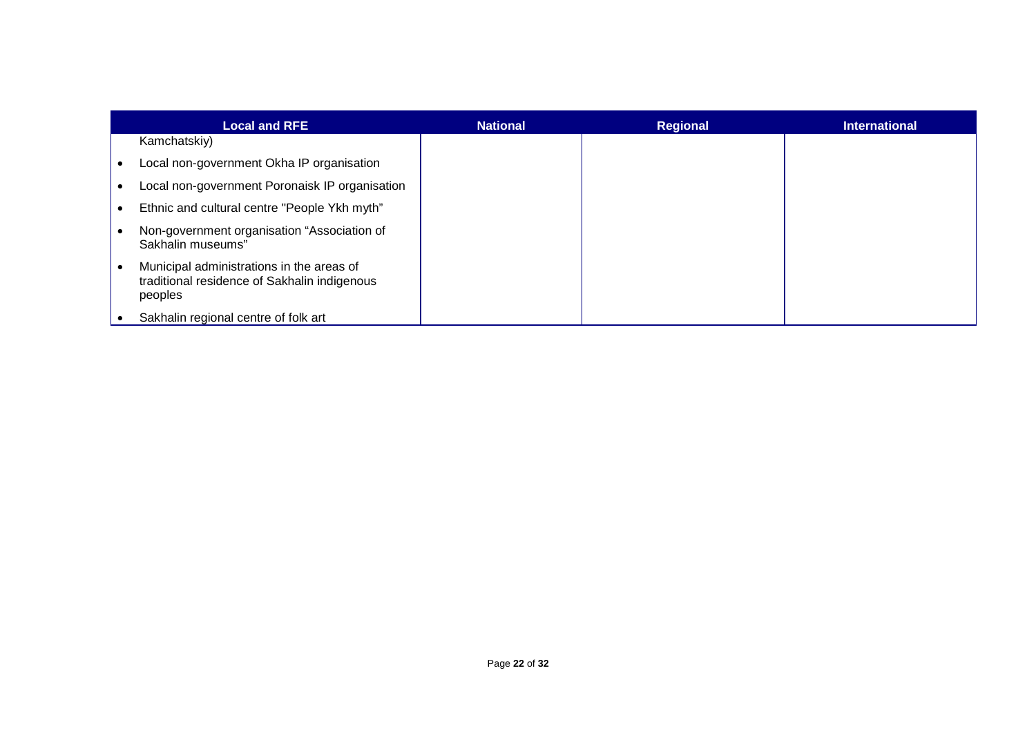| Local and RFE | National | Regional | International |
|---|---|---|---|
| Kamchatskiy)<br>• Local non-government Okha IP organisation<br>• Local non-government Poronaisk IP organisation<br>• Ethnic and cultural centre "People Ykh myth"<br>• Non-government organisation “Association of Sakhalin museums”<br>• Municipal administrations in the areas of traditional residence of Sakhalin indigenous peoples<br>• Sakhalin regional centre of folk art | | | |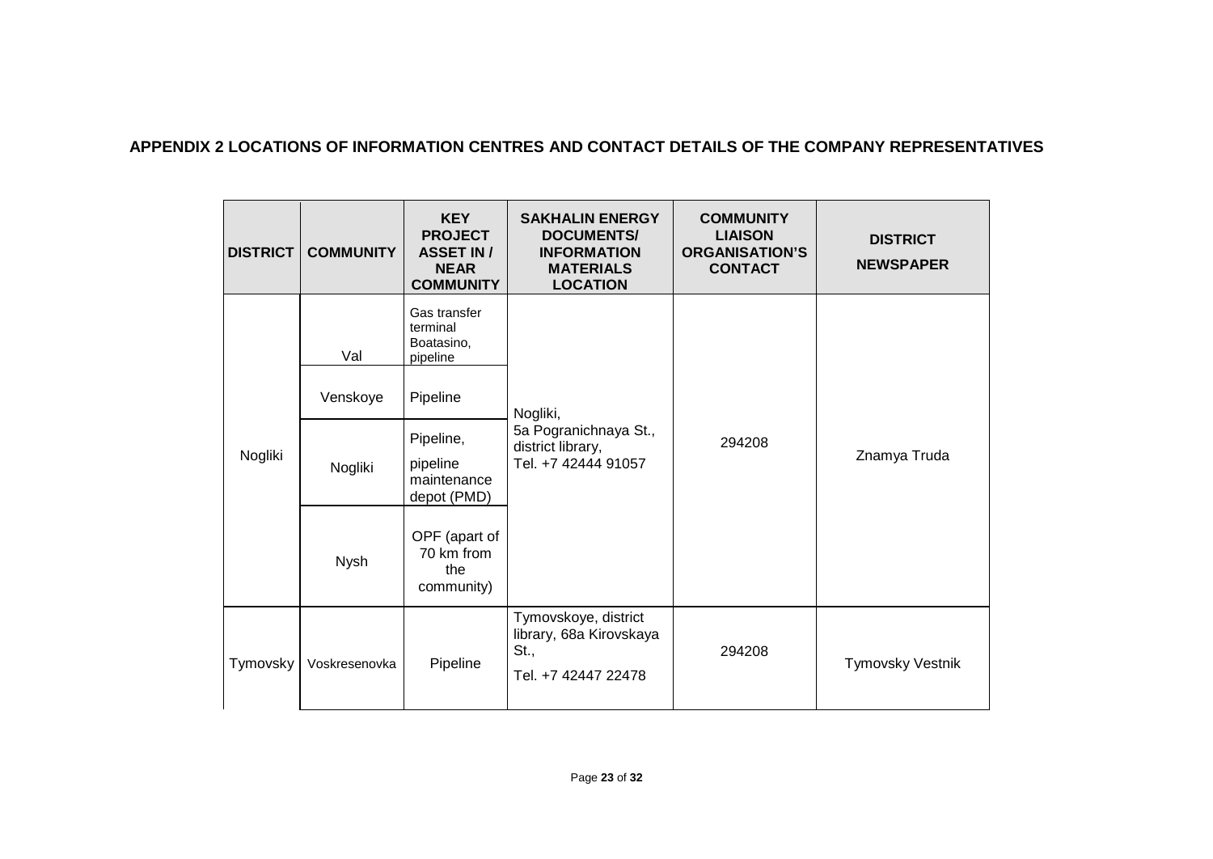## APPENDIX 2 LOCATIONS OF INFORMATION CENTRES AND CONTACT DETAILS OF THE COMPANY REPRESENTATIVES

| DISTRICT | COMMUNITY | KEY PROJECT ASSET IN / NEAR COMMUNITY | SAKHALIN ENERGY DOCUMENTS/ INFORMATION MATERIALS LOCATION | COMMUNITY LIAISON ORGANISATION'S CONTACT | DISTRICT NEWSPAPER |
|---|---|---|---|---|---|
| Nogliki | Val | Gas transfer terminal Boatasino, pipeline | Nogliki, 5a Pogranichnaya St., district library, Tel. +7 42444 91057 | 294208 | Znamya Truda |
| | Venskoye | Pipeline | | | |
| | Nogliki | Pipeline, pipeline maintenance depot (PMD) | | | |
| | Nysh | OPF (apart of 70 km from the community) | | | |
| Tymovsky | Voskresenovka | Pipeline | Tymovskoye, district library, 68a Kirovskaya St., Tel. +7 42447 22478 | 294208 | Tymovsky Vestnik |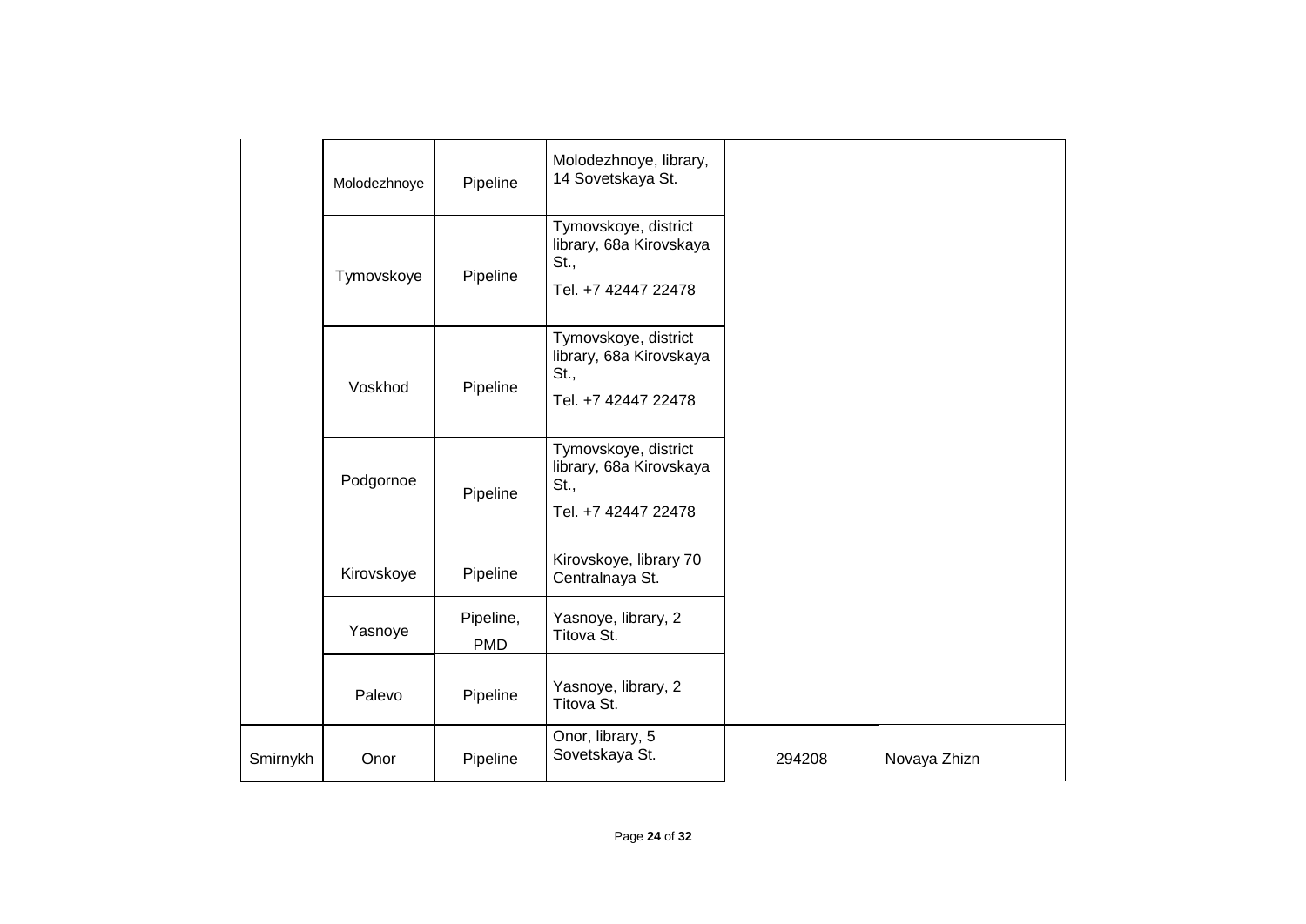| | | | | | |
|---|---|---|---|---|---|
| | Molodezhnoye | Pipeline | Molodezhnoye, library, 14 Sovetskaya St. | | |
| | Tymovskoye | Pipeline | Tymovskoye, district library, 68a Kirovskaya St.,<br>Tel. +7 42447 22478 | | |
| | Voskhod | Pipeline | Tymovskoye, district library, 68a Kirovskaya St.,<br>Tel. +7 42447 22478 | | |
| | Podgornoe | Pipeline | Tymovskoye, district library, 68a Kirovskaya St.,<br>Tel. +7 42447 22478 | | |
| | Kirovskoye | Pipeline | Kirovskoye, library 70 Centralnaya St. | | |
| | Yasnoye | Pipeline, PMD | Yasnoye, library, 2 Titova St. | | |
| | Palevo | Pipeline | Yasnoye, library, 2 Titova St. | | |
| Smirnykh | Onor | Pipeline | Onor, library, 5 Sovetskaya St. | 294208 | Novaya Zhizn |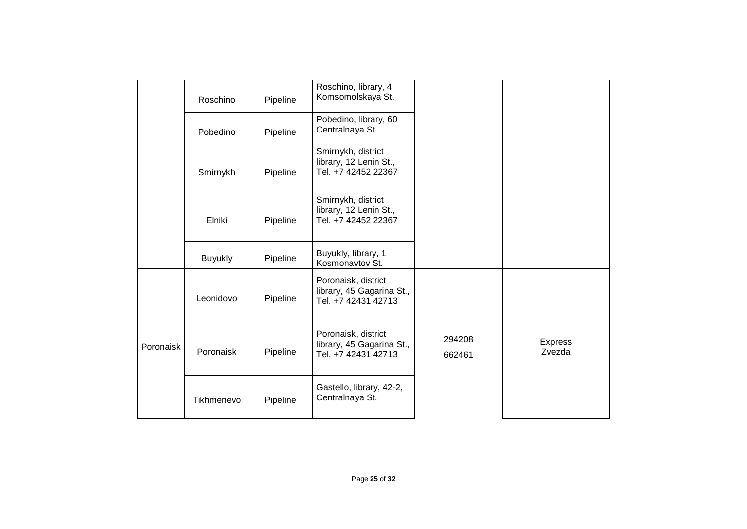| | | | | | |
|---|---|---|---|---|---|
| | Roschino | Pipeline | Roschino, library, 4 Komsomolskaya St. | | |
| | Pobedino | Pipeline | Pobedino, library, 60 Centralnaya St. | | |
| | Smirnykh | Pipeline | Smirnykh, district library, 12 Lenin St., Tel. +7 42452 22367 | | |
| | Elniki | Pipeline | Smirnykh, district library, 12 Lenin St., Tel. +7 42452 22367 | | |
| | Buyukly | Pipeline | Buyukly, library, 1 Kosmonavtov St. | | |
| Poronaisk | Leonidovo | Pipeline | Poronaisk, district library, 45 Gagarina St., Tel. +7 42431 42713 | 294208<br>662461 | Express Zvezda |
| | Poronaisk | Pipeline | Poronaisk, district library, 45 Gagarina St., Tel. +7 42431 42713 | | |
| | Tikhmenevo | Pipeline | Gastello, library, 42-2, Centralnaya St. | | |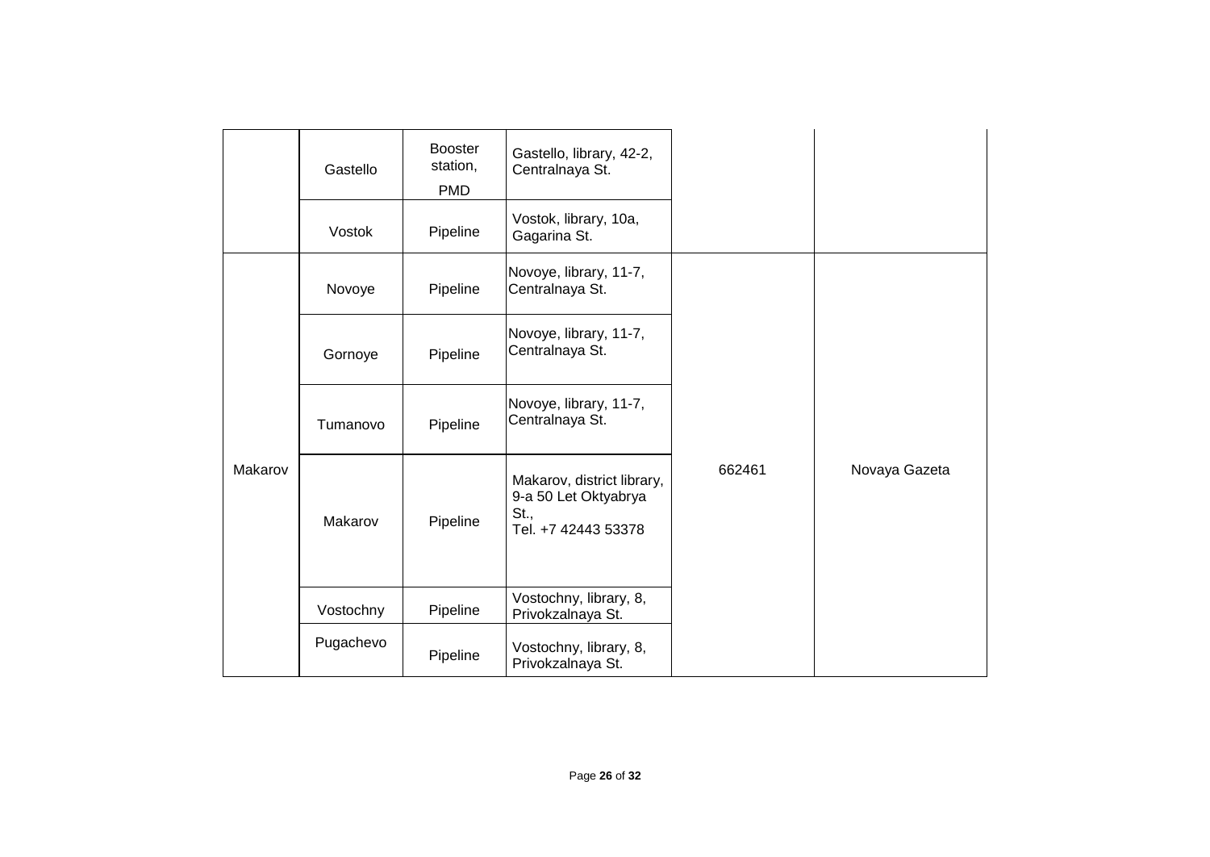| | | | | | |
|---|---|---|---|---|---|
| | Gastello | Booster station, PMD | Gastello, library, 42-2, Centralnaya St. | | |
| | Vostok | Pipeline | Vostok, library, 10a, Gagarina St. | | |
| Makarov | Novoye | Pipeline | Novoye, library, 11-7, Centralnaya St. | 662461 | Novaya Gazeta |
| | Gornoye | Pipeline | Novoye, library, 11-7, Centralnaya St. | | |
| | Tumanovo | Pipeline | Novoye, library, 11-7, Centralnaya St. | | |
| | Makarov | Pipeline | Makarov, district library, 9-a 50 Let Oktyabrya St., Tel. +7 42443 53378 | | |
| | Vostochny | Pipeline | Vostochny, library, 8, Privokzalnaya St. | | |
| | Pugachevo | Pipeline | Vostochny, library, 8, Privokzalnaya St. | | |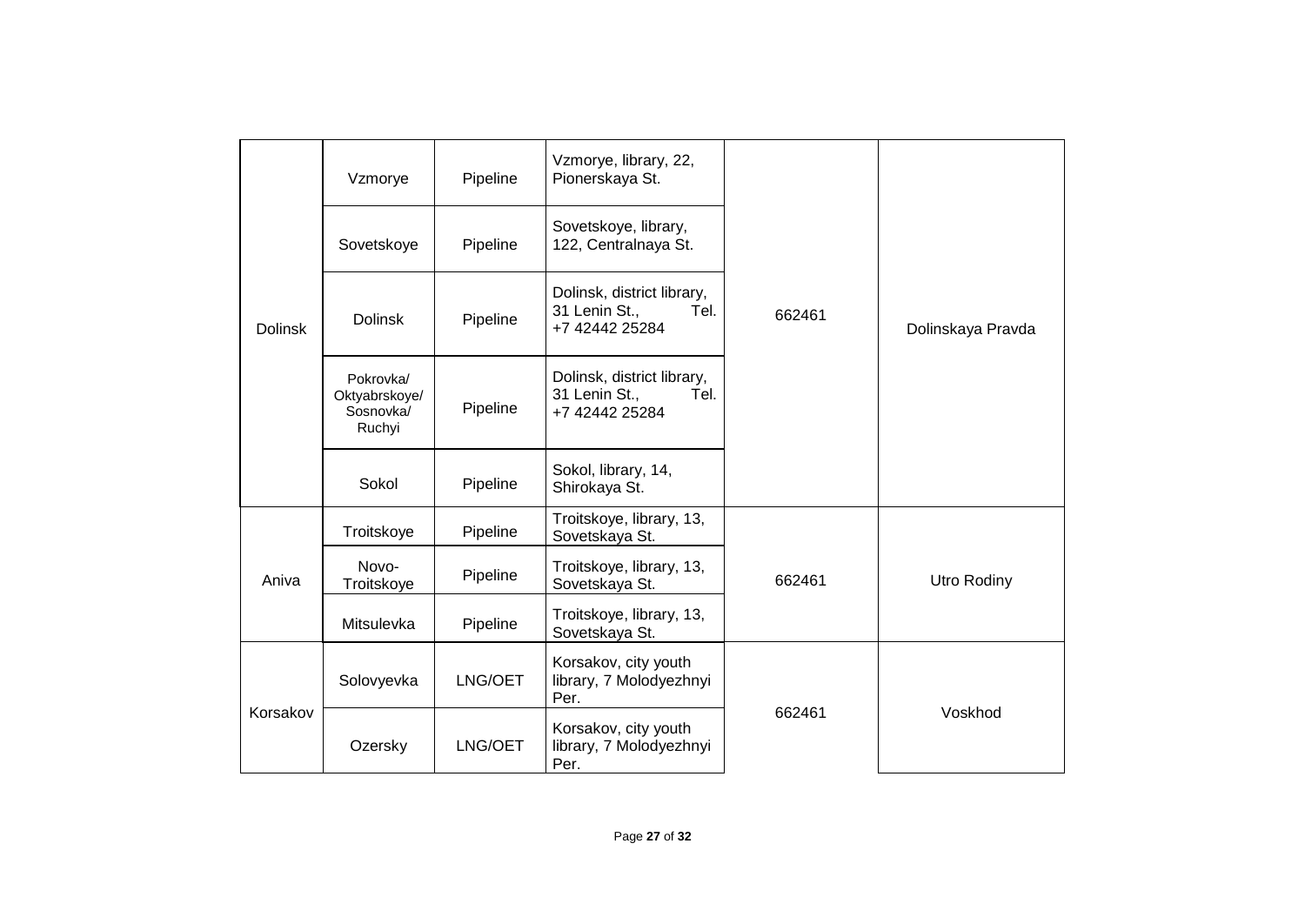| | | | | | |
|---|---|---|---|---|---|
| Dolinsk | Vzmorye | Pipeline | Vzmorye, library, 22, Pionerskaya St. | 662461 | Dolinskaya Pravda |
| | Sovetskoye | Pipeline | Sovetskoye, library, 122, Centralnaya St. | | |
| | Dolinsk | Pipeline | Dolinsk, district library, 31 Lenin St., Tel. +7 42442 25284 | | |
| | Pokrovka/ Oktyabrskoye/ Sosnovka/ Ruchyi | Pipeline | Dolinsk, district library, 31 Lenin St., Tel. +7 42442 25284 | | |
| | Sokol | Pipeline | Sokol, library, 14, Shirokaya St. | | |
| Aniva | Troitskoye | Pipeline | Troitskoye, library, 13, Sovetskaya St. | 662461 | Utro Rodiny |
| | Novo-Troitskoye | Pipeline | Troitskoye, library, 13, Sovetskaya St. | | |
| | Mitsulevka | Pipeline | Troitskoye, library, 13, Sovetskaya St. | | |
| Korsakov | Solovyevka | LNG/OET | Korsakov, city youth library, 7 Molodyezhnyi Per. | 662461 | Voskhod |
| | Ozersky | LNG/OET | Korsakov, city youth library, 7 Molodyezhnyi Per. | | |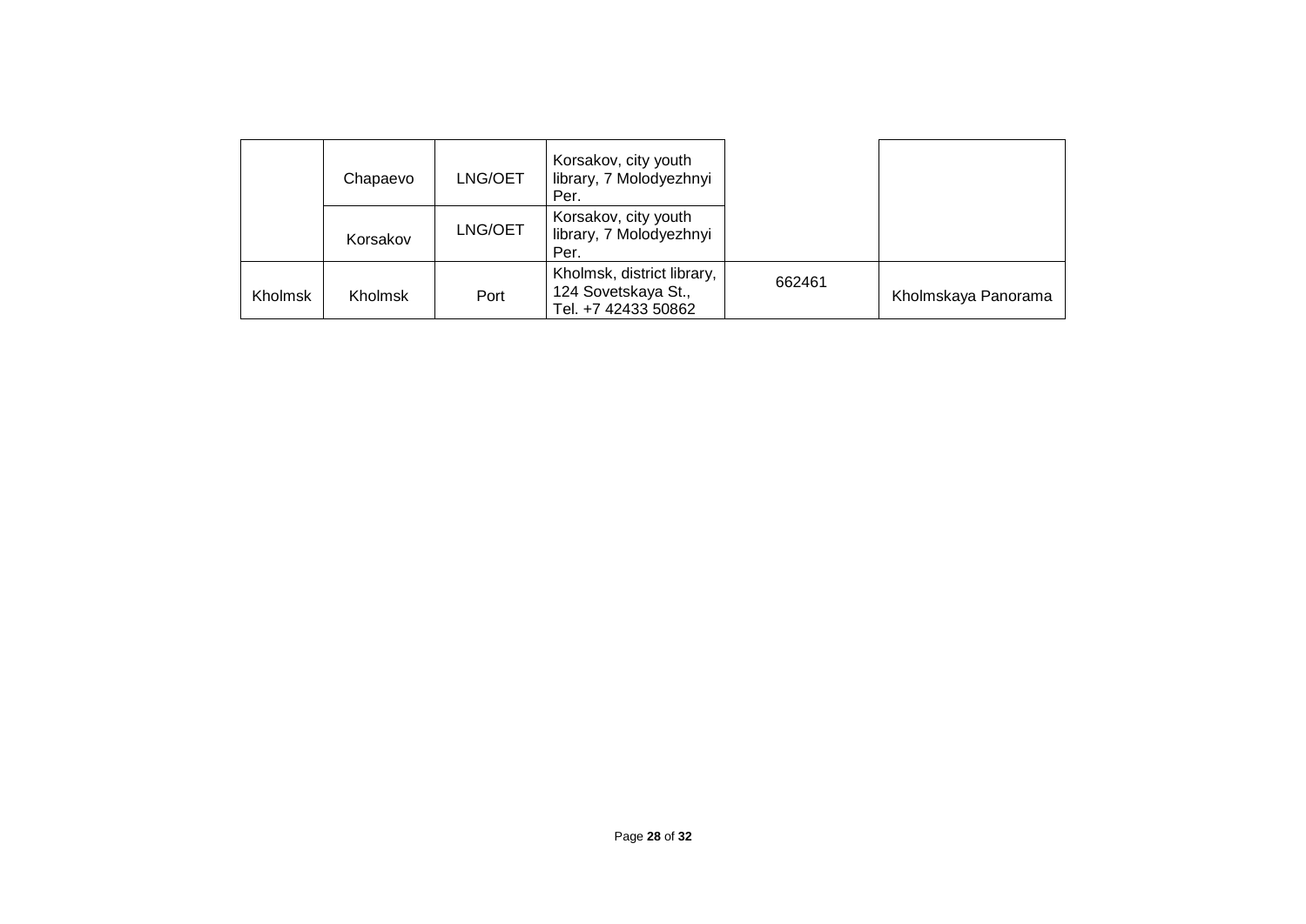| | | | | | |
|---|---|---|---|---|---|
| | Chapaevo | LNG/OET | Korsakov, city youth library, 7 Molodyezhnyi Per. | | |
| | Korsakov | LNG/OET | Korsakov, city youth library, 7 Molodyezhnyi Per. | | |
| Kholmsk | Kholmsk | Port | Kholmsk, district library, 124 Sovetskaya St., Tel. +7 42433 50862 | 662461 | Kholmskaya Panorama |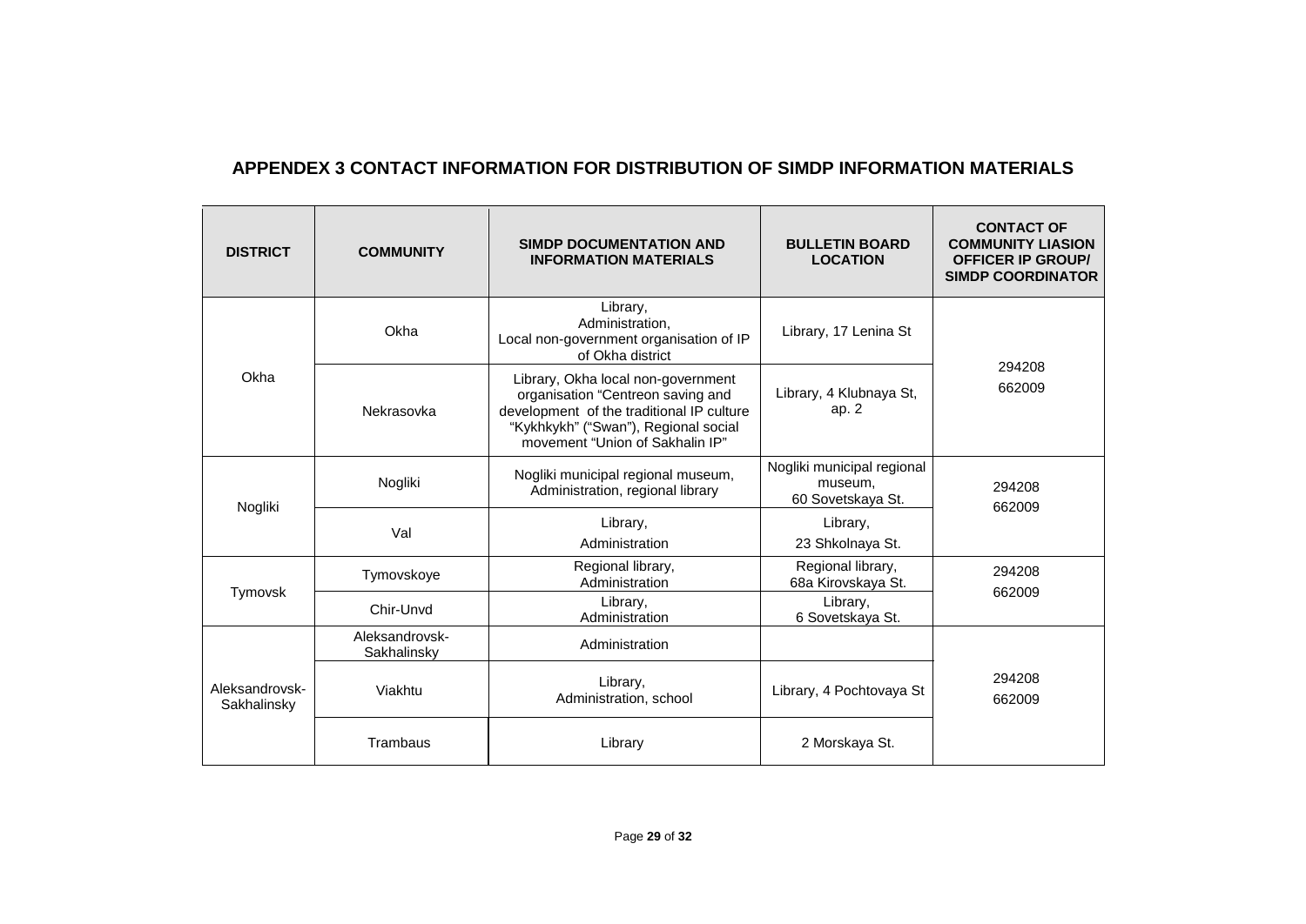## APPENDEX 3 CONTACT INFORMATION FOR DISTRIBUTION OF SIMDP INFORMATION MATERIALS

| DISTRICT | COMMUNITY | SIMDP DOCUMENTATION AND INFORMATION MATERIALS | BULLETIN BOARD LOCATION | CONTACT OF COMMUNITY LIASION OFFICER IP GROUP/ SIMDP COORDINATOR |
|---|---|---|---|---|
| Okha | Okha | Library, Administration, Local non-government organisation of IP of Okha district | Library, 17 Lenina St | 294208 662009 |
| | Nekrasovka | Library, Okha local non-government organisation "Centreon saving and development of the traditional IP culture "Kykhkykh" ("Swan"), Regional social movement "Union of Sakhalin IP" | Library, 4 Klubnaya St, ap. 2 | |
| Nogliki | Nogliki | Nogliki municipal regional museum, Administration, regional library | Nogliki municipal regional museum, 60 Sovetskaya St. | 294208 662009 |
| | Val | Library, Administration | Library, 23 Shkolnaya St. | |
| Tymovsk | Tymovskoye | Regional library, Administration | Regional library, 68a Kirovskaya St. | 294208 662009 |
| | Chir-Unvd | Library, Administration | Library, 6 Sovetskaya St. | |
| Aleksandrovsk-Sakhalinsky | Aleksandrovsk-Sakhalinsky | Administration | | 294208 662009 |
| | Viakhtu | Library, Administration, school | Library, 4 Pochtovaya St | |
| | Trambaus | Library | 2 Morskaya St. | |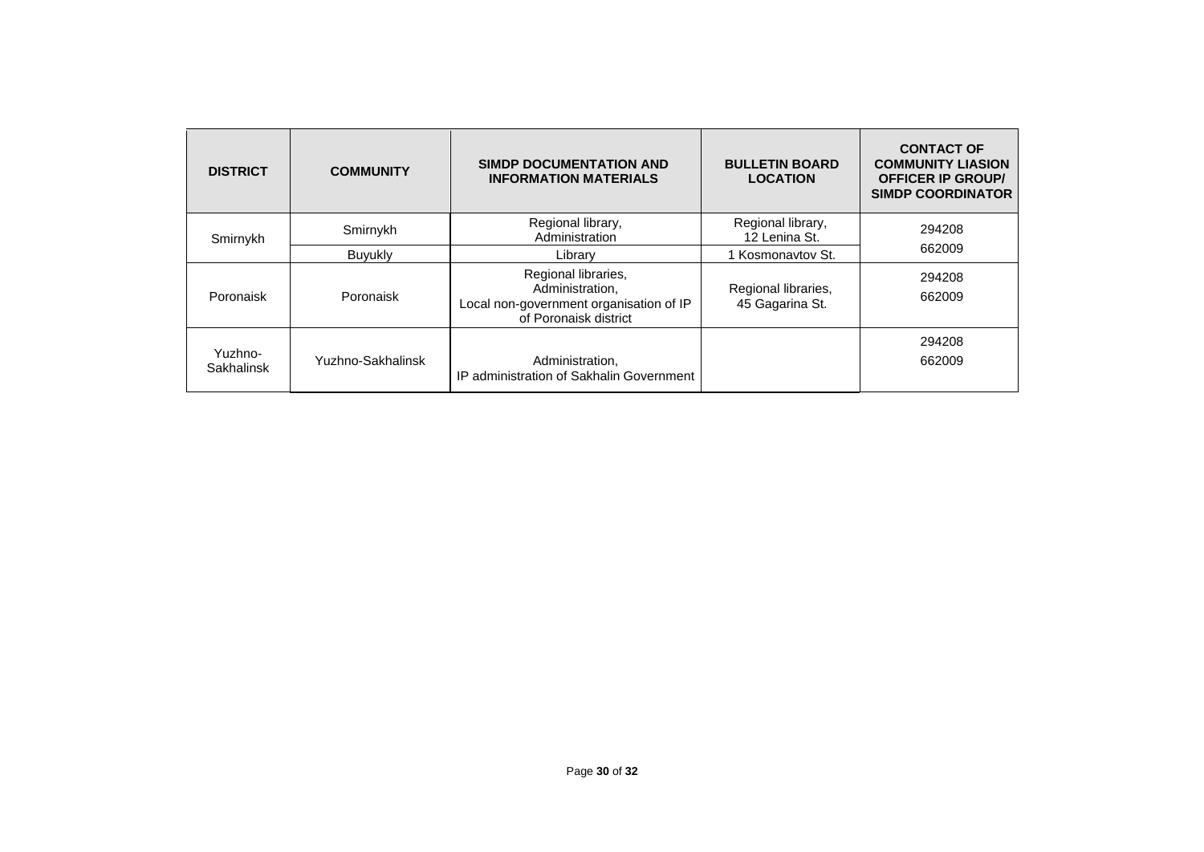| DISTRICT | COMMUNITY | SIMDP DOCUMENTATION AND INFORMATION MATERIALS | BULLETIN BOARD LOCATION | CONTACT OF COMMUNITY LIASION OFFICER IP GROUP/ SIMDP COORDINATOR |
|---|---|---|---|---|
| Smirnykh | Smirnykh | Regional library, Administration | Regional library, 12 Lenina St. | 294208<br>662009 |
| | Buyukly | Library | 1 Kosmonavtov St. | |
| Poronaisk | Poronaisk | Regional libraries, Administration, Local non-government organisation of IP of Poronaisk district | Regional libraries, 45 Gagarina St. | 294208<br>662009 |
| Yuzhno-Sakhalinsk | Yuzhno-Sakhalinsk | Administration, IP administration of Sakhalin Government | | 294208<br>662009 |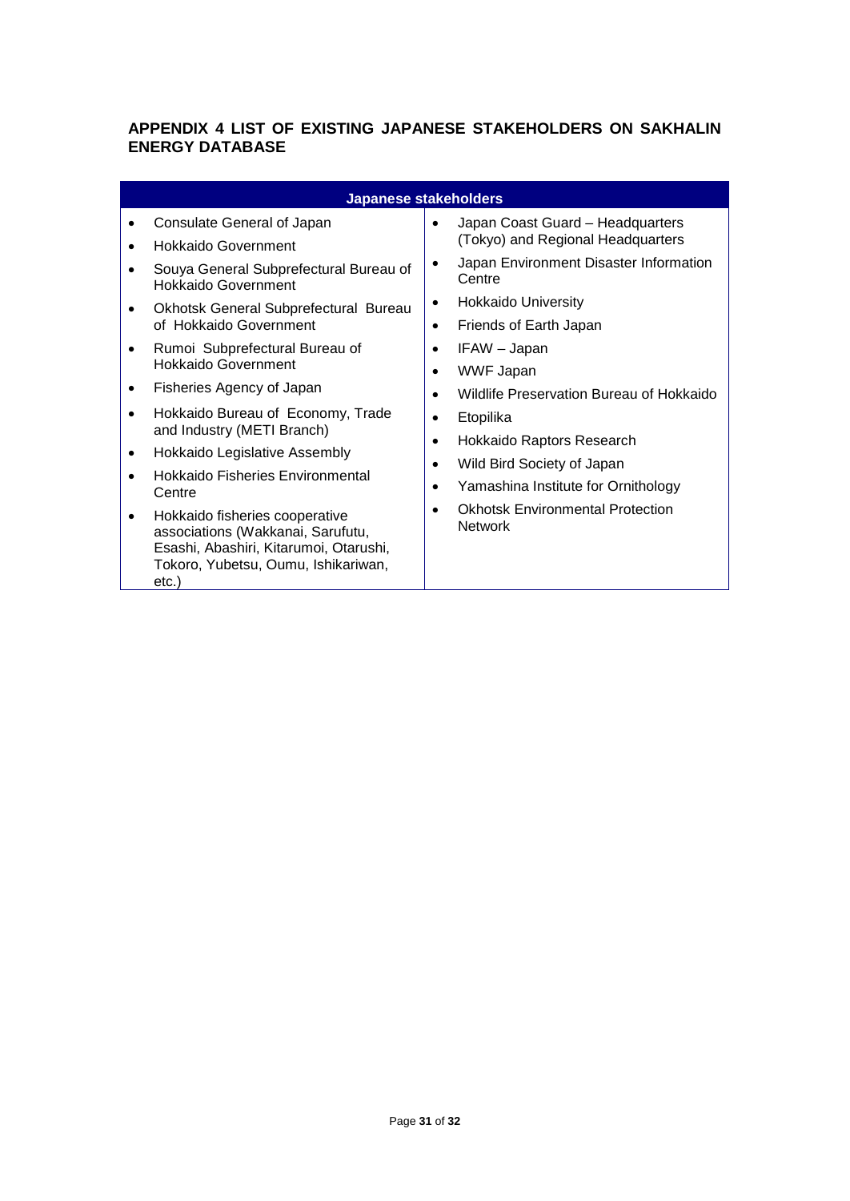## APPENDIX 4 LIST OF EXISTING JAPANESE STAKEHOLDERS ON SAKHALIN ENERGY DATABASE

| Japanese stakeholders | |
|---|---|
| • Consulate General of Japan<br>• Hokkaido Government<br>• Souya General Subprefectural Bureau of Hokkaido Government<br>• Okhotsk General Subprefectural Bureau of Hokkaido Government<br>• Rumoi Subprefectural Bureau of Hokkaido Government<br>• Fisheries Agency of Japan<br>• Hokkaido Bureau of Economy, Trade and Industry (METI Branch)<br>• Hokkaido Legislative Assembly<br>• Hokkaido Fisheries Environmental Centre<br>• Hokkaido fisheries cooperative associations (Wakkanai, Sarufutu, Esashi, Abashiri, Kitarumoi, Otarushi, Tokoro, Yubetsu, Oumu, Ishikariwan, etc.) | • Japan Coast Guard – Headquarters (Tokyo) and Regional Headquarters<br>• Japan Environment Disaster Information Centre<br>• Hokkaido University<br>• Friends of Earth Japan<br>• IFAW – Japan<br>• WWF Japan<br>• Wildlife Preservation Bureau of Hokkaido<br>• Etopilika<br>• Hokkaido Raptors Research<br>• Wild Bird Society of Japan<br>• Yamashina Institute for Ornithology<br>• Okhotsk Environmental Protection Network |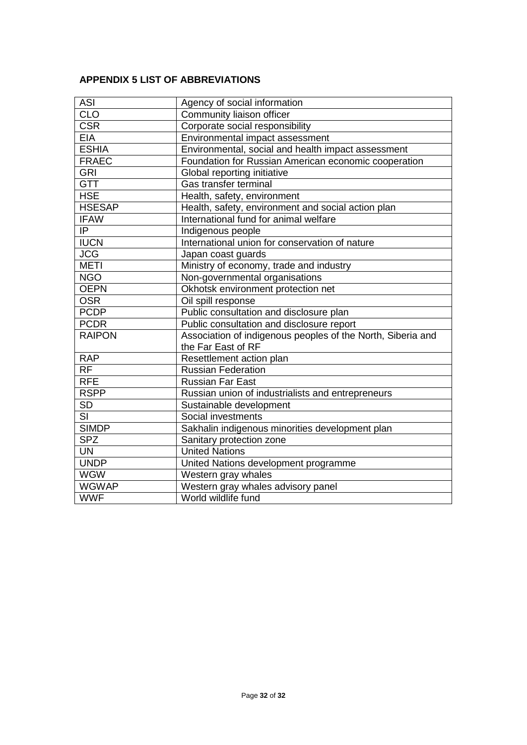**APPENDIX 5 LIST OF ABBREVIATIONS**

| | |
|---|---|
| ASI | Agency of social information |
| CLO | Community liaison officer |
| CSR | Corporate social responsibility |
| EIA | Environmental impact assessment |
| ESHIA | Environmental, social and health impact assessment |
| FRAEC | Foundation for Russian American economic cooperation |
| GRI | Global reporting initiative |
| GTT | Gas transfer terminal |
| HSE | Health, safety, environment |
| HSESAP | Health, safety, environment and social action plan |
| IFAW | International fund for animal welfare |
| IP | Indigenous people |
| IUCN | International union for conservation of nature |
| JCG | Japan coast guards |
| METI | Ministry of economy, trade and industry |
| NGO | Non-governmental organisations |
| OEPN | Okhotsk environment protection net |
| OSR | Oil spill response |
| PCDP | Public consultation and disclosure plan |
| PCDR | Public consultation and disclosure report |
| RAIPON | Association of indigenous peoples of the North, Siberia and the Far East of RF |
| RAP | Resettlement action plan |
| RF | Russian Federation |
| RFE | Russian Far East |
| RSPP | Russian union of industrialists and entrepreneurs |
| SD | Sustainable development |
| SI | Social investments |
| SIMDP | Sakhalin indigenous minorities development plan |
| SPZ | Sanitary protection zone |
| UN | United Nations |
| UNDP | United Nations development programme |
| WGW | Western gray whales |
| WGWAP | Western gray whales advisory panel |
| WWF | World wildlife fund |